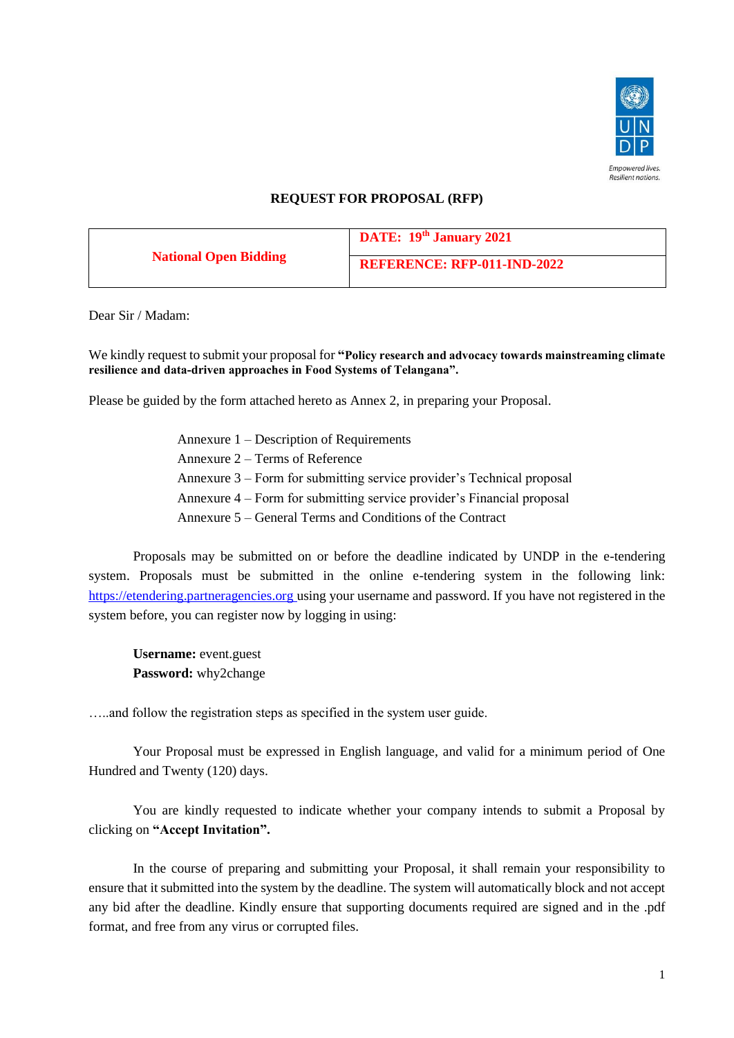# REQUEST FOR PROPOSAL (RFP)

| National Open Bidding | DATE: 19th January 2021 |
| --- | --- |
| | REFERENCE: RFP-011-IND-2022 |

Dear Sir / Madam:

We kindly request to submit your proposal for **"Policy research and advocacy towards mainstreaming climate resilience and data-driven approaches in Food Systems of Telangana".**

Please be guided by the form attached hereto as Annex 2, in preparing your Proposal.

Annexure 1 – Description of Requirements
Annexure 2 – Terms of Reference
Annexure 3 – Form for submitting service provider's Technical proposal
Annexure 4 – Form for submitting service provider's Financial proposal
Annexure 5 – General Terms and Conditions of the Contract

Proposals may be submitted on or before the deadline indicated by UNDP in the e-tendering system. Proposals must be submitted in the online e-tendering system in the following link: https://etendering.partneragencies.org using your username and password. If you have not registered in the system before, you can register now by logging in using:

**Username:** event.guest
**Password:** why2change

…..and follow the registration steps as specified in the system user guide.

Your Proposal must be expressed in English language, and valid for a minimum period of One Hundred and Twenty (120) days.

You are kindly requested to indicate whether your company intends to submit a Proposal by clicking on **"Accept Invitation".**

In the course of preparing and submitting your Proposal, it shall remain your responsibility to ensure that it submitted into the system by the deadline. The system will automatically block and not accept any bid after the deadline. Kindly ensure that supporting documents required are signed and in the .pdf format, and free from any virus or corrupted files.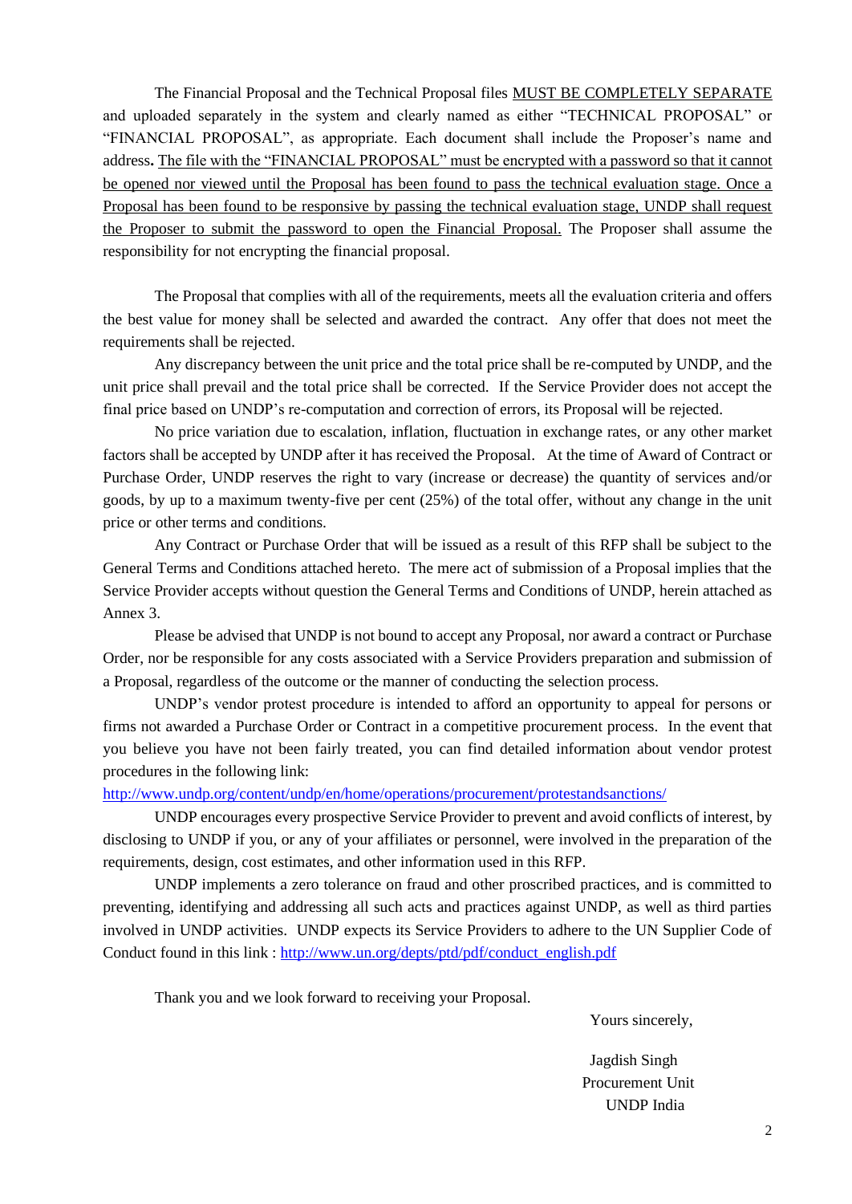The Financial Proposal and the Technical Proposal files MUST BE COMPLETELY SEPARATE and uploaded separately in the system and clearly named as either "TECHNICAL PROPOSAL" or "FINANCIAL PROPOSAL", as appropriate. Each document shall include the Proposer's name and address**.** The file with the "FINANCIAL PROPOSAL" must be encrypted with a password so that it cannot be opened nor viewed until the Proposal has been found to pass the technical evaluation stage. Once a Proposal has been found to be responsive by passing the technical evaluation stage, UNDP shall request the Proposer to submit the password to open the Financial Proposal. The Proposer shall assume the responsibility for not encrypting the financial proposal.

The Proposal that complies with all of the requirements, meets all the evaluation criteria and offers the best value for money shall be selected and awarded the contract. Any offer that does not meet the requirements shall be rejected.

Any discrepancy between the unit price and the total price shall be re-computed by UNDP, and the unit price shall prevail and the total price shall be corrected. If the Service Provider does not accept the final price based on UNDP's re-computation and correction of errors, its Proposal will be rejected.

No price variation due to escalation, inflation, fluctuation in exchange rates, or any other market factors shall be accepted by UNDP after it has received the Proposal. At the time of Award of Contract or Purchase Order, UNDP reserves the right to vary (increase or decrease) the quantity of services and/or goods, by up to a maximum twenty-five per cent (25%) of the total offer, without any change in the unit price or other terms and conditions.

Any Contract or Purchase Order that will be issued as a result of this RFP shall be subject to the General Terms and Conditions attached hereto. The mere act of submission of a Proposal implies that the Service Provider accepts without question the General Terms and Conditions of UNDP, herein attached as Annex 3.

Please be advised that UNDP is not bound to accept any Proposal, nor award a contract or Purchase Order, nor be responsible for any costs associated with a Service Providers preparation and submission of a Proposal, regardless of the outcome or the manner of conducting the selection process.

UNDP's vendor protest procedure is intended to afford an opportunity to appeal for persons or firms not awarded a Purchase Order or Contract in a competitive procurement process. In the event that you believe you have not been fairly treated, you can find detailed information about vendor protest procedures in the following link:
http://www.undp.org/content/undp/en/home/operations/procurement/protestandsanctions/

UNDP encourages every prospective Service Provider to prevent and avoid conflicts of interest, by disclosing to UNDP if you, or any of your affiliates or personnel, were involved in the preparation of the requirements, design, cost estimates, and other information used in this RFP.

UNDP implements a zero tolerance on fraud and other proscribed practices, and is committed to preventing, identifying and addressing all such acts and practices against UNDP, as well as third parties involved in UNDP activities. UNDP expects its Service Providers to adhere to the UN Supplier Code of Conduct found in this link : http://www.un.org/depts/ptd/pdf/conduct_english.pdf

Thank you and we look forward to receiving your Proposal.

Yours sincerely,

Jagdish Singh
Procurement Unit
UNDP India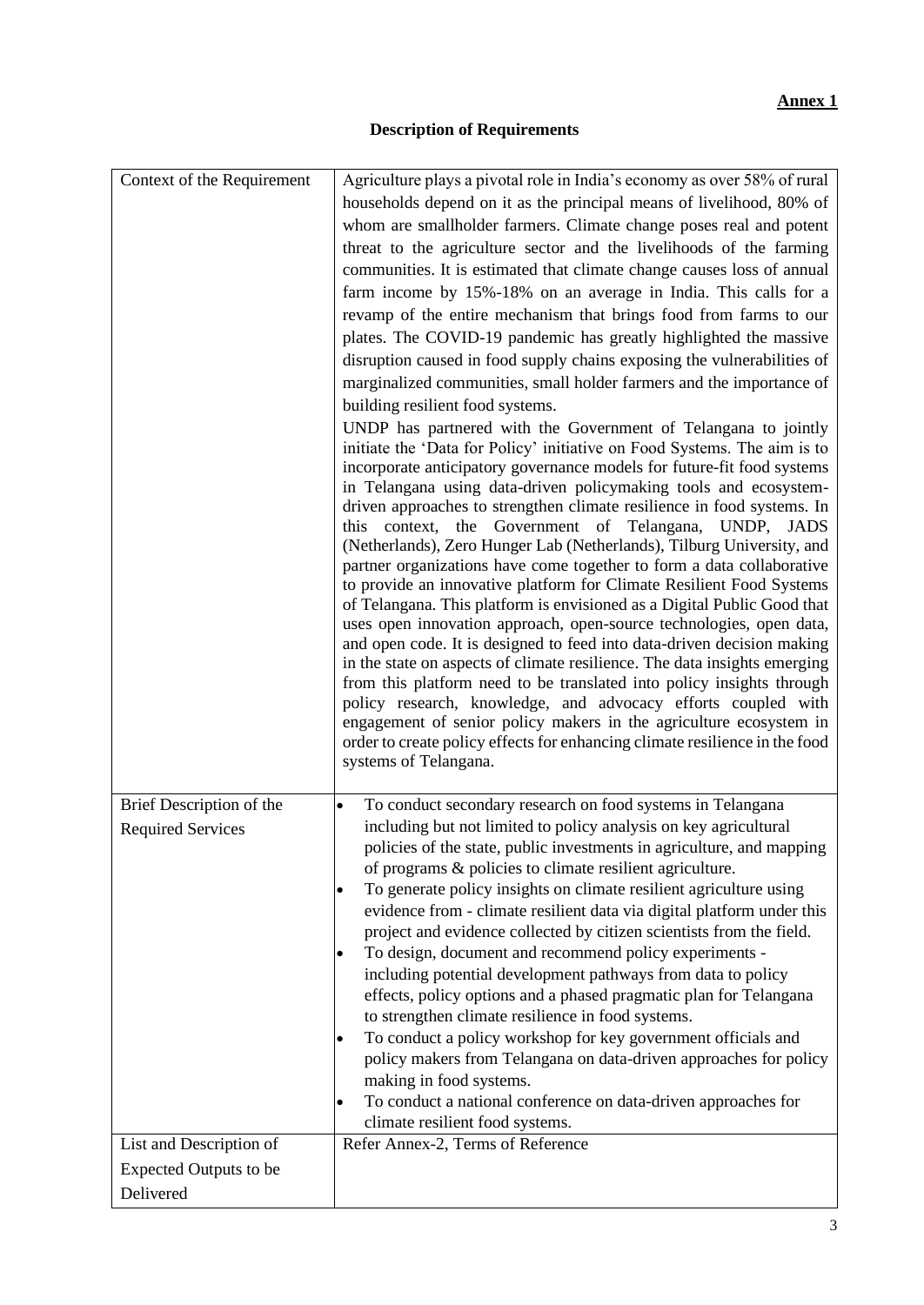**Annex 1**

# Description of Requirements

| | |
|---|---|
| Context of the Requirement | Agriculture plays a pivotal role in India's economy as over 58% of rural households depend on it as the principal means of livelihood, 80% of whom are smallholder farmers. Climate change poses real and potent threat to the agriculture sector and the livelihoods of the farming communities. It is estimated that climate change causes loss of annual farm income by 15%-18% on an average in India. This calls for a revamp of the entire mechanism that brings food from farms to our plates. The COVID-19 pandemic has greatly highlighted the massive disruption caused in food supply chains exposing the vulnerabilities of marginalized communities, small holder farmers and the importance of building resilient food systems.<br><br>UNDP has partnered with the Government of Telangana to jointly initiate the 'Data for Policy' initiative on Food Systems. The aim is to incorporate anticipatory governance models for future-fit food systems in Telangana using data-driven policymaking tools and ecosystem-driven approaches to strengthen climate resilience in food systems. In this context, the Government of Telangana, UNDP, JADS (Netherlands), Zero Hunger Lab (Netherlands), Tilburg University, and partner organizations have come together to form a data collaborative to provide an innovative platform for Climate Resilient Food Systems of Telangana. This platform is envisioned as a Digital Public Good that uses open innovation approach, open-source technologies, open data, and open code. It is designed to feed into data-driven decision making in the state on aspects of climate resilience. The data insights emerging from this platform need to be translated into policy insights through policy research, knowledge, and advocacy efforts coupled with engagement of senior policy makers in the agriculture ecosystem in order to create policy effects for enhancing climate resilience in the food systems of Telangana. |
| Brief Description of the Required Services | • To conduct secondary research on food systems in Telangana including but not limited to policy analysis on key agricultural policies of the state, public investments in agriculture, and mapping of programs & policies to climate resilient agriculture.<br>• To generate policy insights on climate resilient agriculture using evidence from - climate resilient data via digital platform under this project and evidence collected by citizen scientists from the field.<br>• To design, document and recommend policy experiments - including potential development pathways from data to policy effects, policy options and a phased pragmatic plan for Telangana to strengthen climate resilience in food systems.<br>• To conduct a policy workshop for key government officials and policy makers from Telangana on data-driven approaches for policy making in food systems.<br>• To conduct a national conference on data-driven approaches for climate resilient food systems. |
| List and Description of Expected Outputs to be Delivered | Refer Annex-2, Terms of Reference |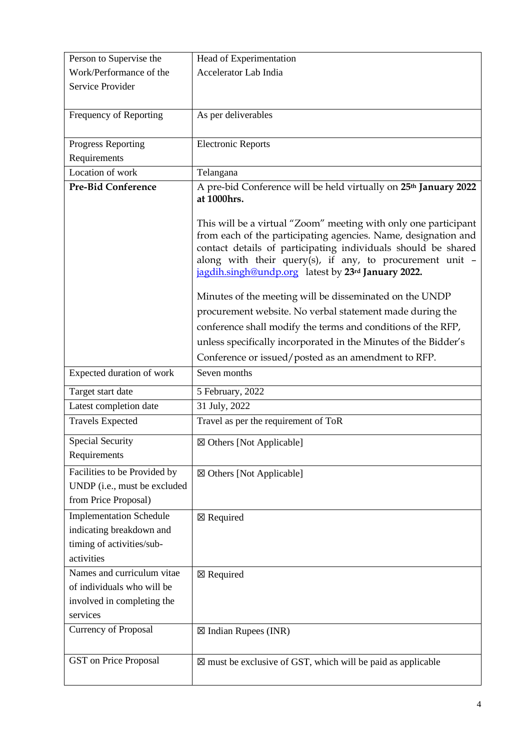| | |
|---|---|
| Person to Supervise the Work/Performance of the Service Provider | Head of Experimentation Accelerator Lab India |
| Frequency of Reporting | As per deliverables |
| Progress Reporting Requirements | Electronic Reports |
| Location of work | Telangana |
| **Pre-Bid Conference** | A pre-bid Conference will be held virtually on **25th January 2022 at 1000hrs.**<br><br>This will be a virtual "Zoom" meeting with only one participant from each of the participating agencies. Name, designation and contact details of participating individuals should be shared along with their query(s), if any, to procurement unit – jagdih.singh@undp.org latest by **23rd January 2022.**<br><br>Minutes of the meeting will be disseminated on the UNDP procurement website. No verbal statement made during the conference shall modify the terms and conditions of the RFP, unless specifically incorporated in the Minutes of the Bidder's Conference or issued/posted as an amendment to RFP. |
| Expected duration of work | Seven months |
| Target start date | 5 February, 2022 |
| Latest completion date | 31 July, 2022 |
| Travels Expected | Travel as per the requirement of ToR |
| Special Security Requirements | ☒ Others [Not Applicable] |
| Facilities to be Provided by UNDP (i.e., must be excluded from Price Proposal) | ☒ Others [Not Applicable] |
| Implementation Schedule indicating breakdown and timing of activities/sub-activities | ☒ Required |
| Names and curriculum vitae of individuals who will be involved in completing the services | ☒ Required |
| Currency of Proposal | ☒ Indian Rupees (INR) |
| GST on Price Proposal | ☒ must be exclusive of GST, which will be paid as applicable |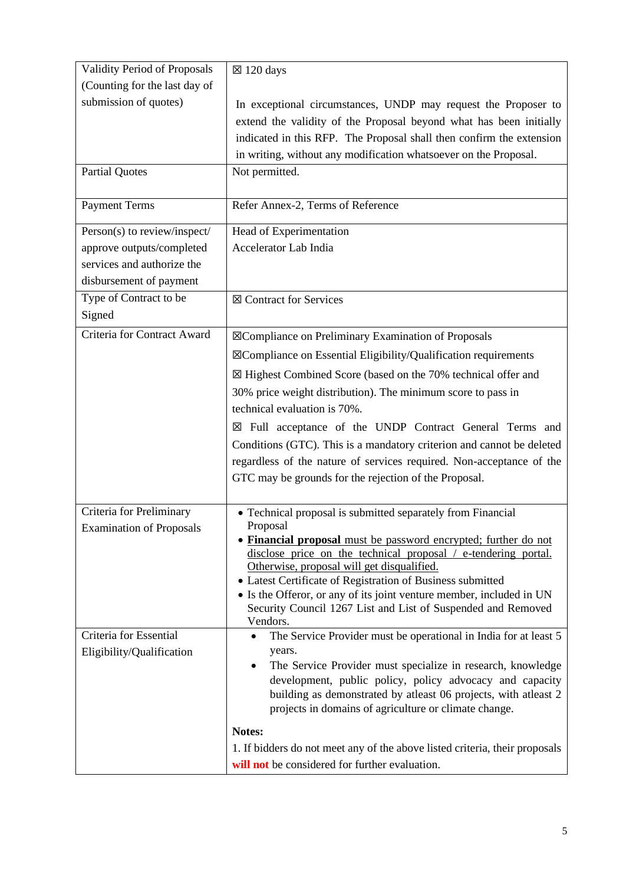| Validity Period of Proposals (Counting for the last day of submission of quotes) | ☒ 120 days<br><br>In exceptional circumstances, UNDP may request the Proposer to extend the validity of the Proposal beyond what has been initially indicated in this RFP. The Proposal shall then confirm the extension in writing, without any modification whatsoever on the Proposal. |
|---|---|
| Partial Quotes | Not permitted. |
| Payment Terms | Refer Annex-2, Terms of Reference |
| Person(s) to review/inspect/ approve outputs/completed services and authorize the disbursement of payment | Head of Experimentation<br>Accelerator Lab India |
| Type of Contract to be Signed | ☒ Contract for Services |
| Criteria for Contract Award | ☒Compliance on Preliminary Examination of Proposals<br>☒Compliance on Essential Eligibility/Qualification requirements<br>☒ Highest Combined Score (based on the 70% technical offer and 30% price weight distribution). The minimum score to pass in technical evaluation is 70%.<br>☒ Full acceptance of the UNDP Contract General Terms and Conditions (GTC). This is a mandatory criterion and cannot be deleted regardless of the nature of services required. Non-acceptance of the GTC may be grounds for the rejection of the Proposal. |
| Criteria for Preliminary Examination of Proposals | • Technical proposal is submitted separately from Financial Proposal<br>• <u>**Financial proposal** must be password encrypted; further do not disclose price on the technical proposal / e-tendering portal. Otherwise, proposal will get disqualified.</u><br>• Latest Certificate of Registration of Business submitted<br>• Is the Offeror, or any of its joint venture member, included in UN Security Council 1267 List and List of Suspended and Removed Vendors. |
| Criteria for Essential Eligibility/Qualification | • The Service Provider must be operational in India for at least 5 years.<br>• The Service Provider must specialize in research, knowledge development, public policy, policy advocacy and capacity building as demonstrated by atleast 06 projects, with atleast 2 projects in domains of agriculture or climate change.<br><br>**Notes:**<br>1. If bidders do not meet any of the above listed criteria, their proposals **will not** be considered for further evaluation. |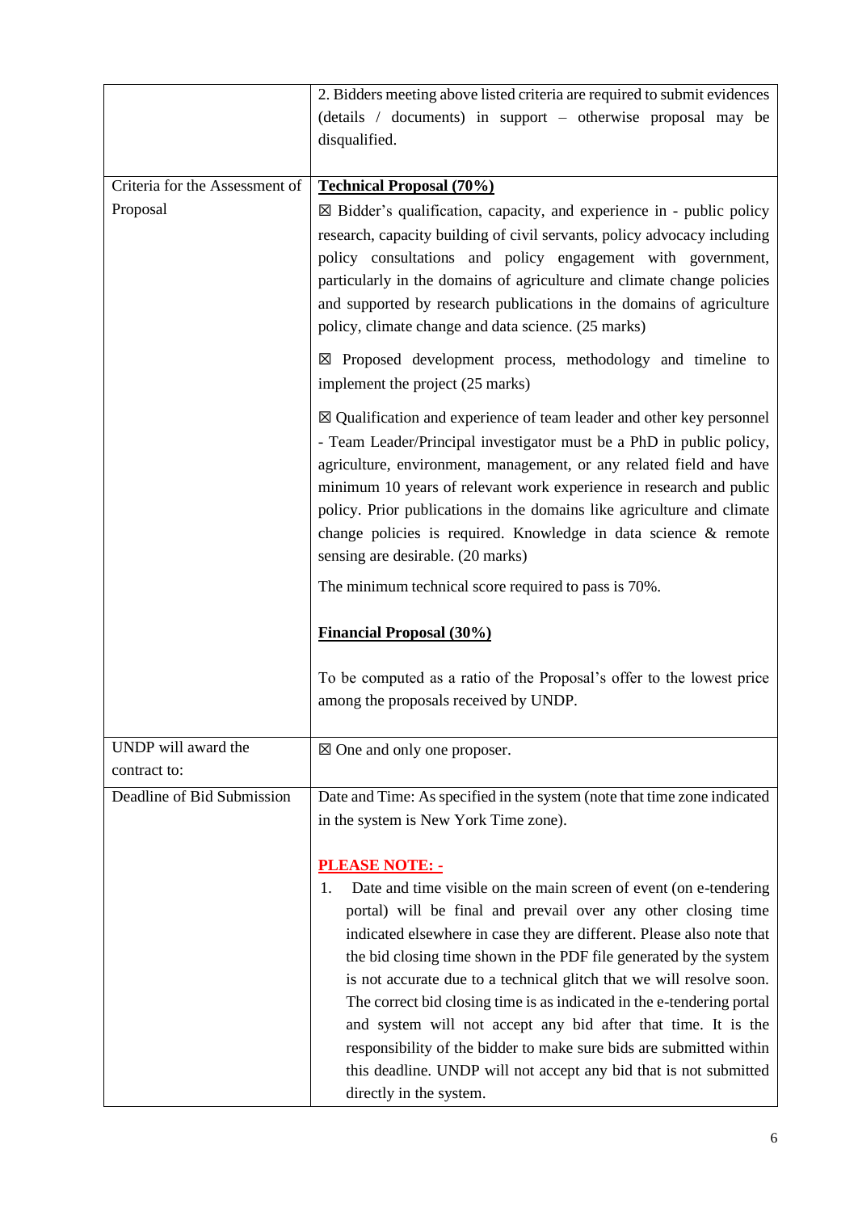| | |
|---|---|
| | 2. Bidders meeting above listed criteria are required to submit evidences (details / documents) in support – otherwise proposal may be disqualified. |
| Criteria for the Assessment of Proposal | **Technical Proposal (70%)**<br><br>☒ Bidder's qualification, capacity, and experience in - public policy research, capacity building of civil servants, policy advocacy including policy consultations and policy engagement with government, particularly in the domains of agriculture and climate change policies and supported by research publications in the domains of agriculture policy, climate change and data science. (25 marks)<br><br>☒ Proposed development process, methodology and timeline to implement the project (25 marks)<br><br>☒ Qualification and experience of team leader and other key personnel - Team Leader/Principal investigator must be a PhD in public policy, agriculture, environment, management, or any related field and have minimum 10 years of relevant work experience in research and public policy. Prior publications in the domains like agriculture and climate change policies is required. Knowledge in data science & remote sensing are desirable. (20 marks)<br><br>The minimum technical score required to pass is 70%.<br><br>**Financial Proposal (30%)**<br><br>To be computed as a ratio of the Proposal's offer to the lowest price among the proposals received by UNDP. |
| UNDP will award the contract to: | ☒ One and only one proposer. |
| Deadline of Bid Submission | Date and Time: As specified in the system (note that time zone indicated in the system is New York Time zone).<br><br>**PLEASE NOTE: -**<br><br>1. Date and time visible on the main screen of event (on e-tendering portal) will be final and prevail over any other closing time indicated elsewhere in case they are different. Please also note that the bid closing time shown in the PDF file generated by the system is not accurate due to a technical glitch that we will resolve soon. The correct bid closing time is as indicated in the e-tendering portal and system will not accept any bid after that time. It is the responsibility of the bidder to make sure bids are submitted within this deadline. UNDP will not accept any bid that is not submitted directly in the system. |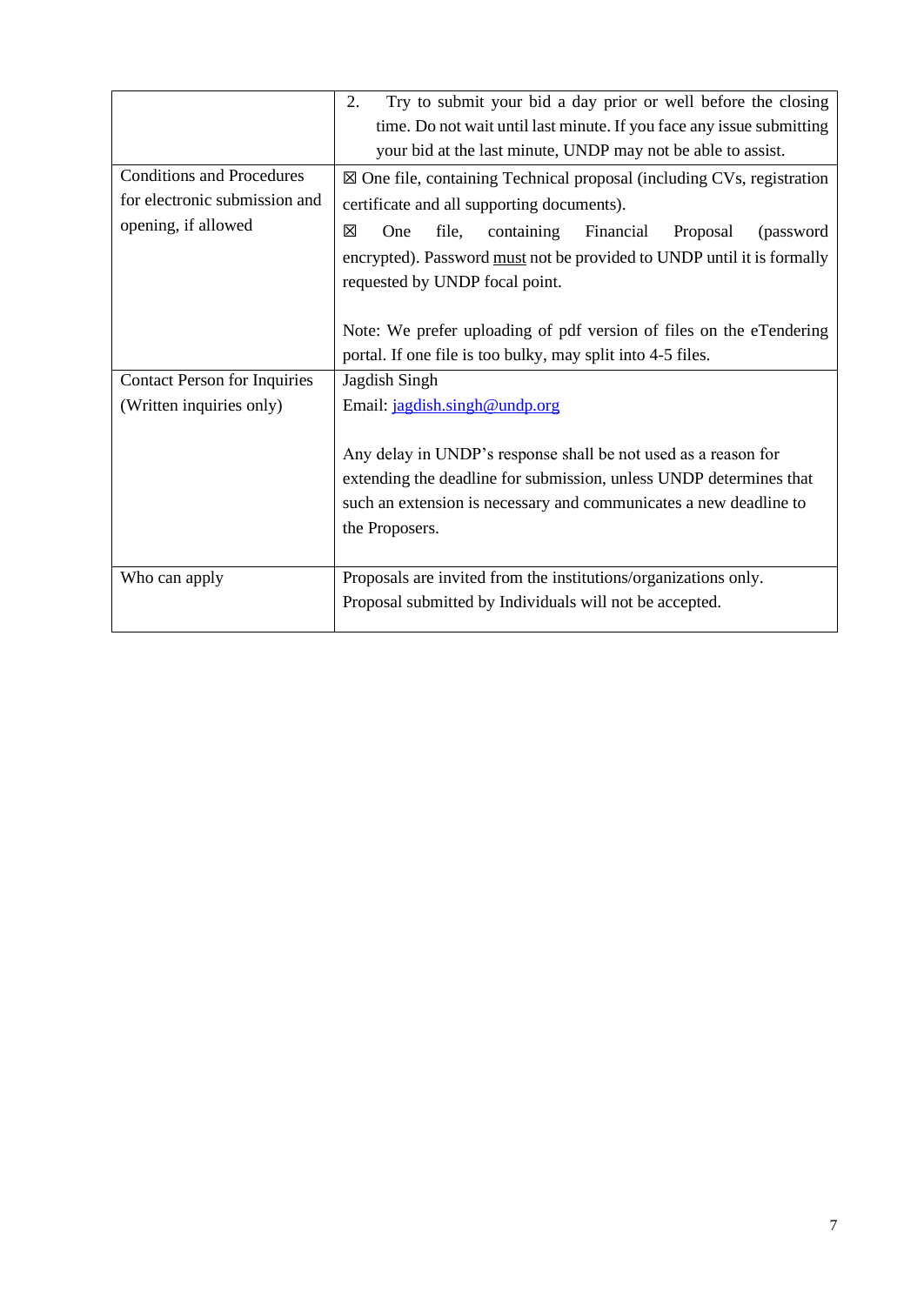| | |
|---|---|
| | 2. Try to submit your bid a day prior or well before the closing time. Do not wait until last minute. If you face any issue submitting your bid at the last minute, UNDP may not be able to assist. |
| Conditions and Procedures for electronic submission and opening, if allowed | ☒ One file, containing Technical proposal (including CVs, registration certificate and all supporting documents).<br>☒ One file, containing Financial Proposal (password encrypted). Password <u>must</u> not be provided to UNDP until it is formally requested by UNDP focal point.<br><br>Note: We prefer uploading of pdf version of files on the eTendering portal. If one file is too bulky, may split into 4-5 files. |
| Contact Person for Inquiries (Written inquiries only) | Jagdish Singh<br>Email: jagdish.singh@undp.org<br><br>Any delay in UNDP's response shall be not used as a reason for extending the deadline for submission, unless UNDP determines that such an extension is necessary and communicates a new deadline to the Proposers. |
| Who can apply | Proposals are invited from the institutions/organizations only. Proposal submitted by Individuals will not be accepted. |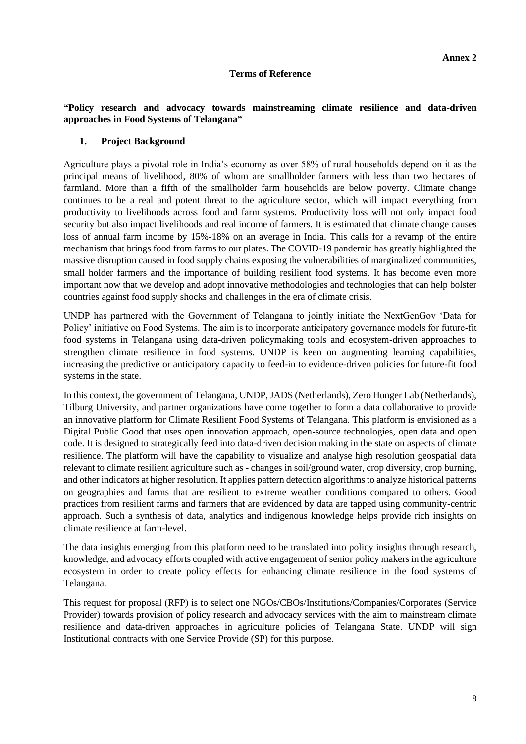**Annex 2**

**Terms of Reference**

**"Policy research and advocacy towards mainstreaming climate resilience and data-driven approaches in Food Systems of Telangana"**

## 1. Project Background

Agriculture plays a pivotal role in India's economy as over 58% of rural households depend on it as the principal means of livelihood, 80% of whom are smallholder farmers with less than two hectares of farmland. More than a fifth of the smallholder farm households are below poverty. Climate change continues to be a real and potent threat to the agriculture sector, which will impact everything from productivity to livelihoods across food and farm systems. Productivity loss will not only impact food security but also impact livelihoods and real income of farmers. It is estimated that climate change causes loss of annual farm income by 15%-18% on an average in India. This calls for a revamp of the entire mechanism that brings food from farms to our plates. The COVID-19 pandemic has greatly highlighted the massive disruption caused in food supply chains exposing the vulnerabilities of marginalized communities, small holder farmers and the importance of building resilient food systems. It has become even more important now that we develop and adopt innovative methodologies and technologies that can help bolster countries against food supply shocks and challenges in the era of climate crisis.

UNDP has partnered with the Government of Telangana to jointly initiate the NextGenGov 'Data for Policy' initiative on Food Systems. The aim is to incorporate anticipatory governance models for future-fit food systems in Telangana using data-driven policymaking tools and ecosystem-driven approaches to strengthen climate resilience in food systems. UNDP is keen on augmenting learning capabilities, increasing the predictive or anticipatory capacity to feed-in to evidence-driven policies for future-fit food systems in the state.

In this context, the government of Telangana, UNDP, JADS (Netherlands), Zero Hunger Lab (Netherlands), Tilburg University, and partner organizations have come together to form a data collaborative to provide an innovative platform for Climate Resilient Food Systems of Telangana. This platform is envisioned as a Digital Public Good that uses open innovation approach, open-source technologies, open data and open code. It is designed to strategically feed into data-driven decision making in the state on aspects of climate resilience. The platform will have the capability to visualize and analyse high resolution geospatial data relevant to climate resilient agriculture such as - changes in soil/ground water, crop diversity, crop burning, and other indicators at higher resolution. It applies pattern detection algorithms to analyze historical patterns on geographies and farms that are resilient to extreme weather conditions compared to others. Good practices from resilient farms and farmers that are evidenced by data are tapped using community-centric approach. Such a synthesis of data, analytics and indigenous knowledge helps provide rich insights on climate resilience at farm-level.

The data insights emerging from this platform need to be translated into policy insights through research, knowledge, and advocacy efforts coupled with active engagement of senior policy makers in the agriculture ecosystem in order to create policy effects for enhancing climate resilience in the food systems of Telangana.

This request for proposal (RFP) is to select one NGOs/CBOs/Institutions/Companies/Corporates (Service Provider) towards provision of policy research and advocacy services with the aim to mainstream climate resilience and data-driven approaches in agriculture policies of Telangana State. UNDP will sign Institutional contracts with one Service Provide (SP) for this purpose.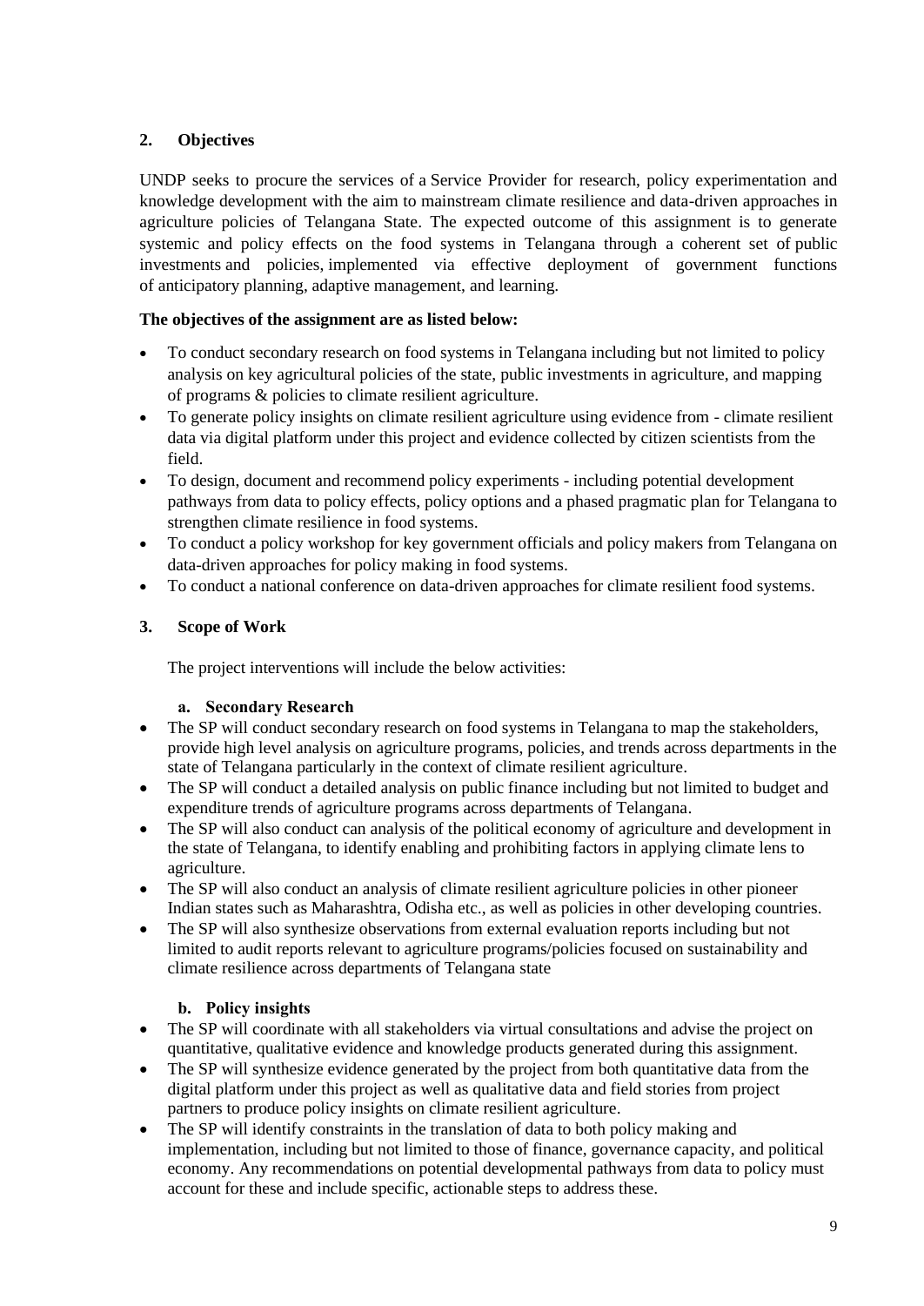## 2. Objectives

UNDP seeks to procure the services of a Service Provider for research, policy experimentation and knowledge development with the aim to mainstream climate resilience and data-driven approaches in agriculture policies of Telangana State. The expected outcome of this assignment is to generate systemic and policy effects on the food systems in Telangana through a coherent set of public investments and policies, implemented via effective deployment of government functions of anticipatory planning, adaptive management, and learning.

**The objectives of the assignment are as listed below:**

- To conduct secondary research on food systems in Telangana including but not limited to policy analysis on key agricultural policies of the state, public investments in agriculture, and mapping of programs & policies to climate resilient agriculture.
- To generate policy insights on climate resilient agriculture using evidence from - climate resilient data via digital platform under this project and evidence collected by citizen scientists from the field.
- To design, document and recommend policy experiments - including potential development pathways from data to policy effects, policy options and a phased pragmatic plan for Telangana to strengthen climate resilience in food systems.
- To conduct a policy workshop for key government officials and policy makers from Telangana on data-driven approaches for policy making in food systems.
- To conduct a national conference on data-driven approaches for climate resilient food systems.

## 3. Scope of Work

The project interventions will include the below activities:

### a. Secondary Research

- The SP will conduct secondary research on food systems in Telangana to map the stakeholders, provide high level analysis on agriculture programs, policies, and trends across departments in the state of Telangana particularly in the context of climate resilient agriculture.
- The SP will conduct a detailed analysis on public finance including but not limited to budget and expenditure trends of agriculture programs across departments of Telangana.
- The SP will also conduct can analysis of the political economy of agriculture and development in the state of Telangana, to identify enabling and prohibiting factors in applying climate lens to agriculture.
- The SP will also conduct an analysis of climate resilient agriculture policies in other pioneer Indian states such as Maharashtra, Odisha etc., as well as policies in other developing countries.
- The SP will also synthesize observations from external evaluation reports including but not limited to audit reports relevant to agriculture programs/policies focused on sustainability and climate resilience across departments of Telangana state

### b. Policy insights

- The SP will coordinate with all stakeholders via virtual consultations and advise the project on quantitative, qualitative evidence and knowledge products generated during this assignment.
- The SP will synthesize evidence generated by the project from both quantitative data from the digital platform under this project as well as qualitative data and field stories from project partners to produce policy insights on climate resilient agriculture.
- The SP will identify constraints in the translation of data to both policy making and implementation, including but not limited to those of finance, governance capacity, and political economy. Any recommendations on potential developmental pathways from data to policy must account for these and include specific, actionable steps to address these.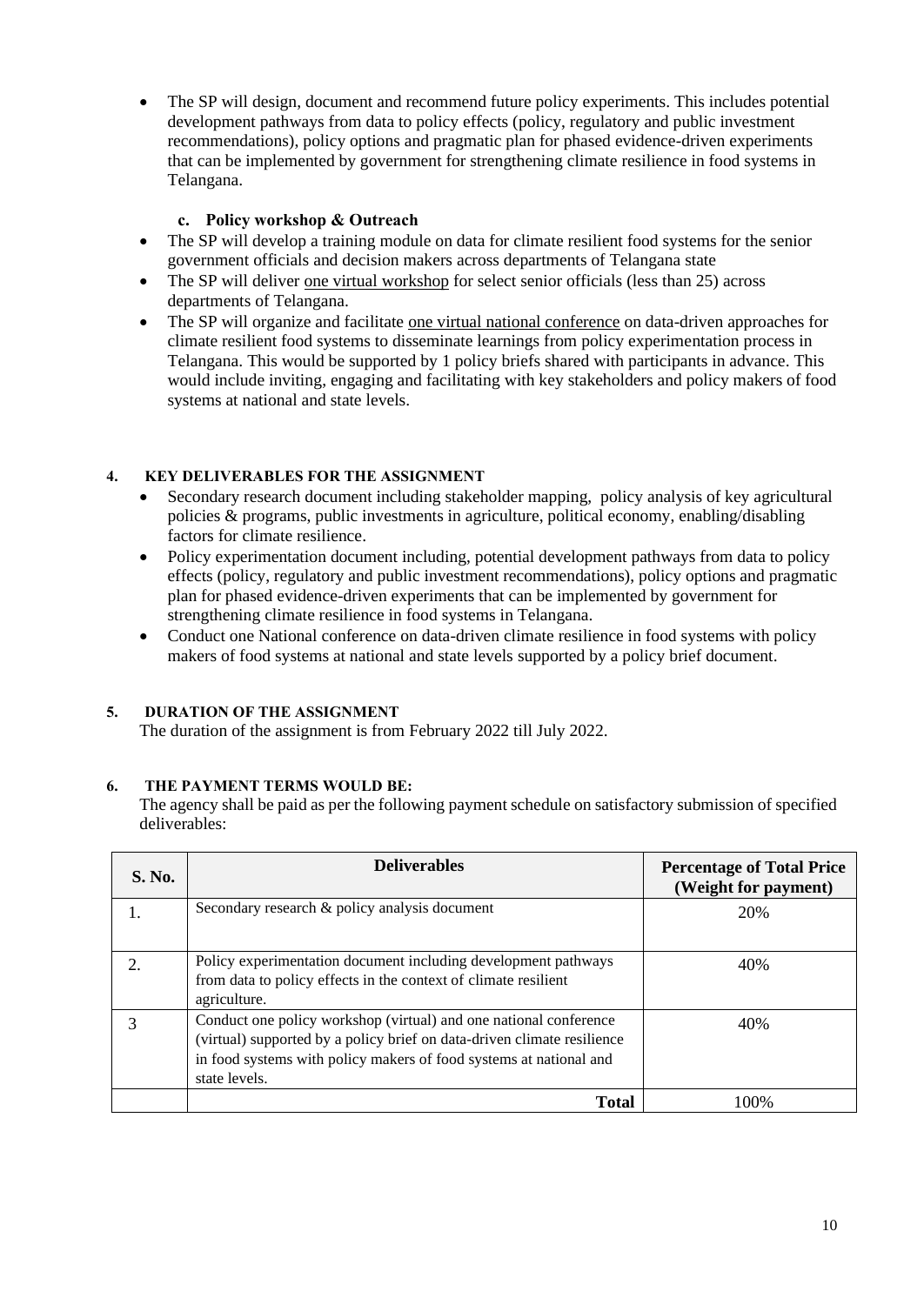- The SP will design, document and recommend future policy experiments. This includes potential development pathways from data to policy effects (policy, regulatory and public investment recommendations), policy options and pragmatic plan for phased evidence-driven experiments that can be implemented by government for strengthening climate resilience in food systems in Telangana.

**c. Policy workshop & Outreach**

- The SP will develop a training module on data for climate resilient food systems for the senior government officials and decision makers across departments of Telangana state
- The SP will deliver one virtual workshop for select senior officials (less than 25) across departments of Telangana.
- The SP will organize and facilitate one virtual national conference on data-driven approaches for climate resilient food systems to disseminate learnings from policy experimentation process in Telangana. This would be supported by 1 policy briefs shared with participants in advance. This would include inviting, engaging and facilitating with key stakeholders and policy makers of food systems at national and state levels.

## 4. KEY DELIVERABLES FOR THE ASSIGNMENT

- Secondary research document including stakeholder mapping, policy analysis of key agricultural policies & programs, public investments in agriculture, political economy, enabling/disabling factors for climate resilience.
- Policy experimentation document including, potential development pathways from data to policy effects (policy, regulatory and public investment recommendations), policy options and pragmatic plan for phased evidence-driven experiments that can be implemented by government for strengthening climate resilience in food systems in Telangana.
- Conduct one National conference on data-driven climate resilience in food systems with policy makers of food systems at national and state levels supported by a policy brief document.

## 5. DURATION OF THE ASSIGNMENT

The duration of the assignment is from February 2022 till July 2022.

## 6. THE PAYMENT TERMS WOULD BE:

The agency shall be paid as per the following payment schedule on satisfactory submission of specified deliverables:

| S. No. | Deliverables | Percentage of Total Price (Weight for payment) |
|---|---|---|
| 1. | Secondary research & policy analysis document | 20% |
| 2. | Policy experimentation document including development pathways from data to policy effects in the context of climate resilient agriculture. | 40% |
| 3 | Conduct one policy workshop (virtual) and one national conference (virtual) supported by a policy brief on data-driven climate resilience in food systems with policy makers of food systems at national and state levels. | 40% |
| | **Total** | 100% |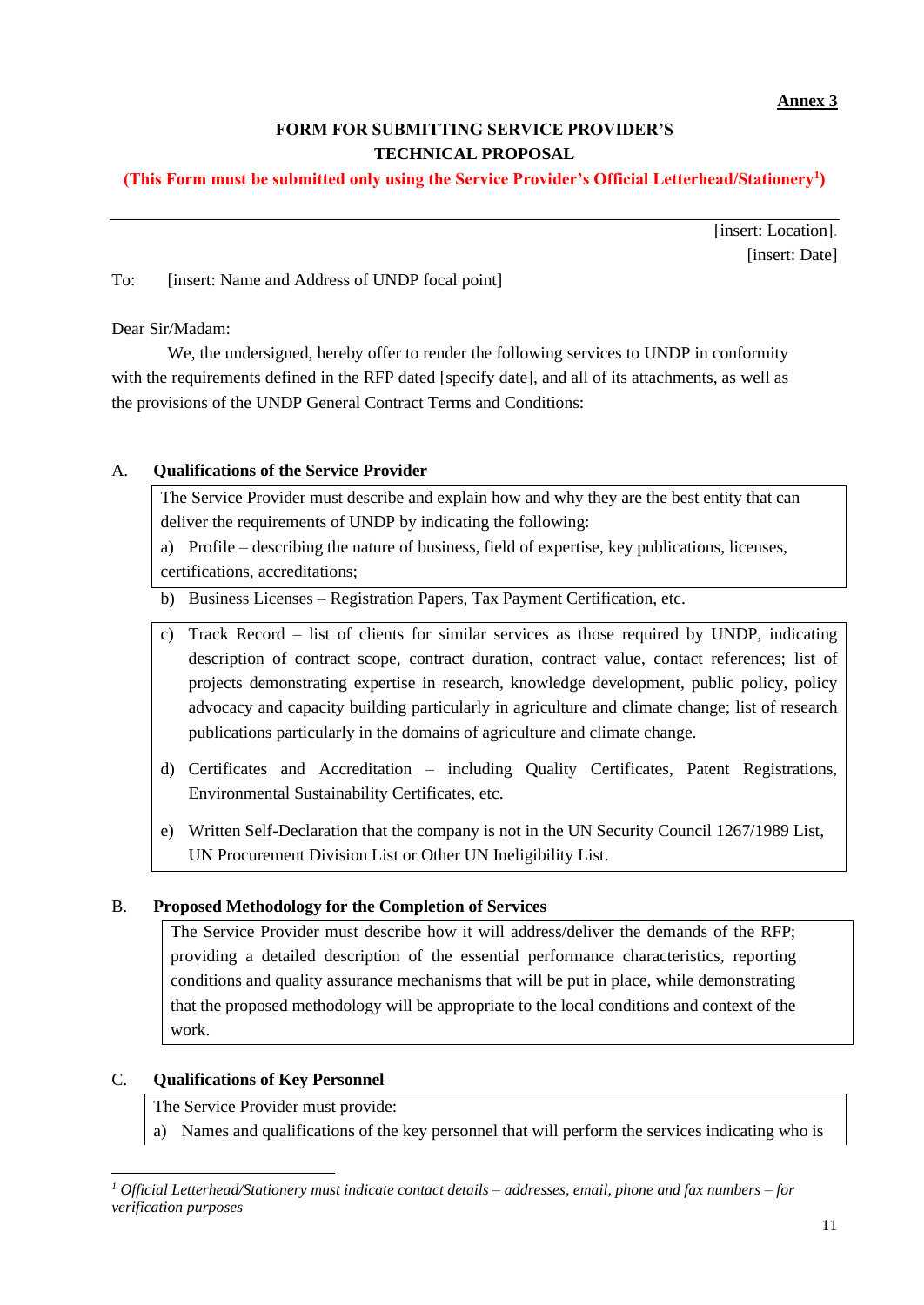**Annex 3**

**FORM FOR SUBMITTING SERVICE PROVIDER'S TECHNICAL PROPOSAL**

**(This Form must be submitted only using the Service Provider's Official Letterhead/Stationery[1])**

---

[insert: Location].
[insert: Date]

To: [insert: Name and Address of UNDP focal point]

Dear Sir/Madam:

We, the undersigned, hereby offer to render the following services to UNDP in conformity with the requirements defined in the RFP dated [specify date], and all of its attachments, as well as the provisions of the UNDP General Contract Terms and Conditions:

**A. Qualifications of the Service Provider**

The Service Provider must describe and explain how and why they are the best entity that can deliver the requirements of UNDP by indicating the following:

a) Profile – describing the nature of business, field of expertise, key publications, licenses, certifications, accreditations;

b) Business Licenses – Registration Papers, Tax Payment Certification, etc.

c) Track Record – list of clients for similar services as those required by UNDP, indicating description of contract scope, contract duration, contract value, contact references; list of projects demonstrating expertise in research, knowledge development, public policy, policy advocacy and capacity building particularly in agriculture and climate change; list of research publications particularly in the domains of agriculture and climate change.

d) Certificates and Accreditation – including Quality Certificates, Patent Registrations, Environmental Sustainability Certificates, etc.

e) Written Self-Declaration that the company is not in the UN Security Council 1267/1989 List, UN Procurement Division List or Other UN Ineligibility List.

**B. Proposed Methodology for the Completion of Services**

The Service Provider must describe how it will address/deliver the demands of the RFP; providing a detailed description of the essential performance characteristics, reporting conditions and quality assurance mechanisms that will be put in place, while demonstrating that the proposed methodology will be appropriate to the local conditions and context of the work.

**C. Qualifications of Key Personnel**

The Service Provider must provide:

a) Names and qualifications of the key personnel that will perform the services indicating who is

---

[1] *Official Letterhead/Stationery must indicate contact details – addresses, email, phone and fax numbers – for verification purposes*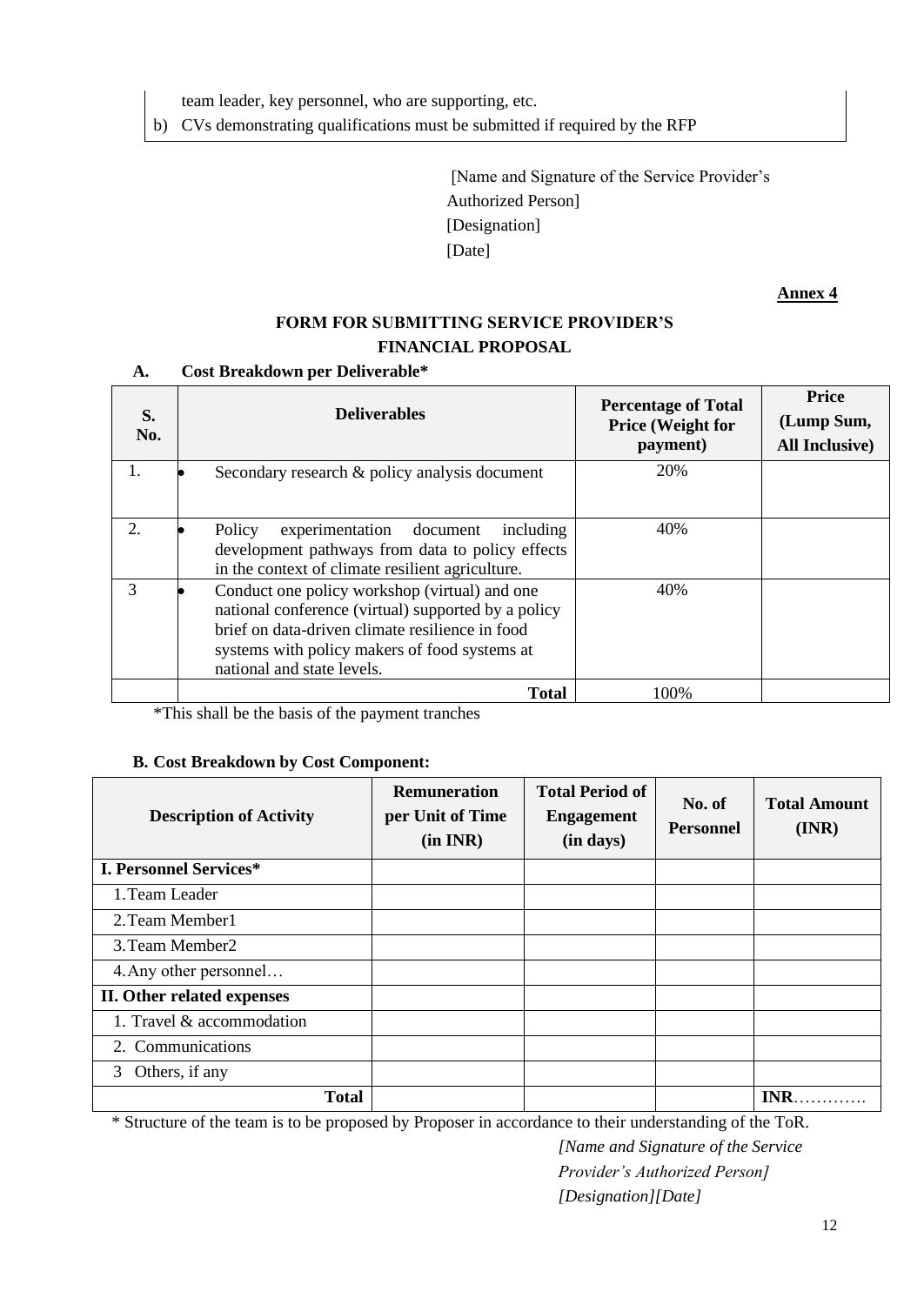team leader, key personnel, who are supporting, etc.

b) CVs demonstrating qualifications must be submitted if required by the RFP

[Name and Signature of the Service Provider's Authorized Person]
[Designation]
[Date]

**Annex 4**

## FORM FOR SUBMITTING SERVICE PROVIDER'S FINANCIAL PROPOSAL

### A. Cost Breakdown per Deliverable*

| S. No. | Deliverables | Percentage of Total Price (Weight for payment) | Price (Lump Sum, All Inclusive) |
|---|---|---|---|
| 1. | • Secondary research & policy analysis document | 20% | |
| 2. | • Policy experimentation document including development pathways from data to policy effects in the context of climate resilient agriculture. | 40% | |
| 3 | • Conduct one policy workshop (virtual) and one national conference (virtual) supported by a policy brief on data-driven climate resilience in food systems with policy makers of food systems at national and state levels. | 40% | |
| | **Total** | 100% | |

*This shall be the basis of the payment tranches

### B. Cost Breakdown by Cost Component:

| Description of Activity | Remuneration per Unit of Time (in INR) | Total Period of Engagement (in days) | No. of Personnel | Total Amount (INR) |
|---|---|---|---|---|
| **I. Personnel Services*** | | | | |
| 1. Team Leader | | | | |
| 2. Team Member1 | | | | |
| 3. Team Member2 | | | | |
| 4. Any other personnel… | | | | |
| **II. Other related expenses** | | | | |
| 1. Travel & accommodation | | | | |
| 2. Communications | | | | |
| 3 Others, if any | | | | |
| **Total** | | | | **INR**………… |

\* Structure of the team is to be proposed by Proposer in accordance to their understanding of the ToR.

*[Name and Signature of the Service Provider's Authorized Person]*
*[Designation][Date]*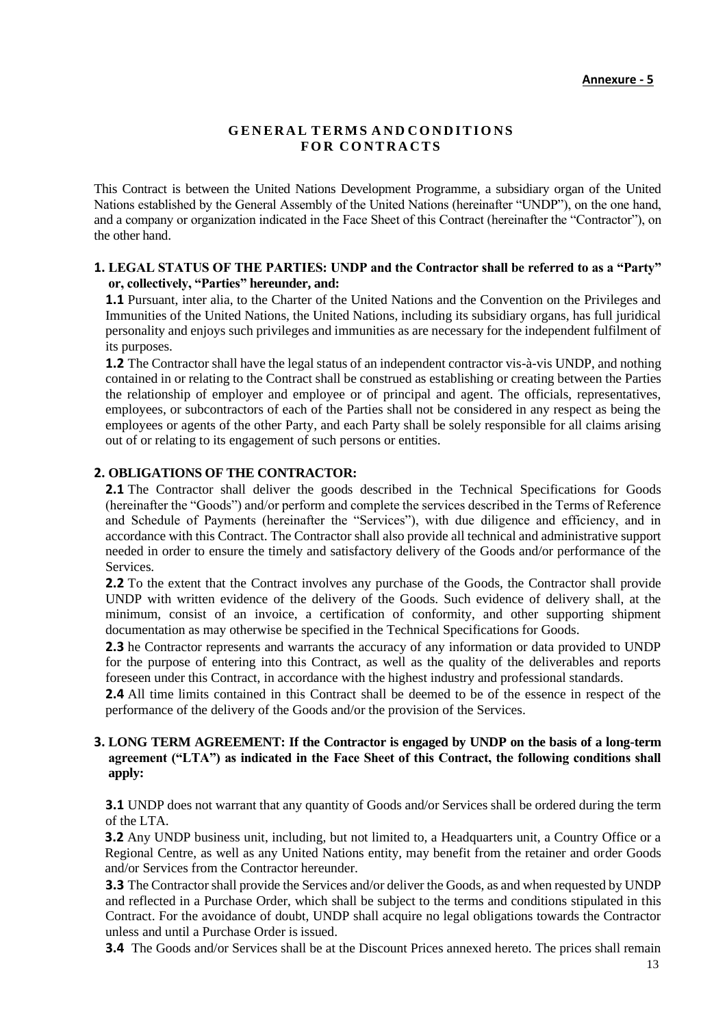**Annexure - 5**

# GENERAL TERMS AND CONDITIONS FOR CONTRACTS

This Contract is between the United Nations Development Programme, a subsidiary organ of the United Nations established by the General Assembly of the United Nations (hereinafter "UNDP"), on the one hand, and a company or organization indicated in the Face Sheet of this Contract (hereinafter the "Contractor"), on the other hand.

**1. LEGAL STATUS OF THE PARTIES: UNDP and the Contractor shall be referred to as a "Party" or, collectively, "Parties" hereunder, and:**

**1.1** Pursuant, inter alia, to the Charter of the United Nations and the Convention on the Privileges and Immunities of the United Nations, the United Nations, including its subsidiary organs, has full juridical personality and enjoys such privileges and immunities as are necessary for the independent fulfilment of its purposes.

**1.2** The Contractor shall have the legal status of an independent contractor vis-à-vis UNDP, and nothing contained in or relating to the Contract shall be construed as establishing or creating between the Parties the relationship of employer and employee or of principal and agent. The officials, representatives, employees, or subcontractors of each of the Parties shall not be considered in any respect as being the employees or agents of the other Party, and each Party shall be solely responsible for all claims arising out of or relating to its engagement of such persons or entities.

**2. OBLIGATIONS OF THE CONTRACTOR:**

**2.1** The Contractor shall deliver the goods described in the Technical Specifications for Goods (hereinafter the "Goods") and/or perform and complete the services described in the Terms of Reference and Schedule of Payments (hereinafter the "Services"), with due diligence and efficiency, and in accordance with this Contract. The Contractor shall also provide all technical and administrative support needed in order to ensure the timely and satisfactory delivery of the Goods and/or performance of the Services.

**2.2** To the extent that the Contract involves any purchase of the Goods, the Contractor shall provide UNDP with written evidence of the delivery of the Goods. Such evidence of delivery shall, at the minimum, consist of an invoice, a certification of conformity, and other supporting shipment documentation as may otherwise be specified in the Technical Specifications for Goods.

**2.3** he Contractor represents and warrants the accuracy of any information or data provided to UNDP for the purpose of entering into this Contract, as well as the quality of the deliverables and reports foreseen under this Contract, in accordance with the highest industry and professional standards.

**2.4** All time limits contained in this Contract shall be deemed to be of the essence in respect of the performance of the delivery of the Goods and/or the provision of the Services.

**3. LONG TERM AGREEMENT: If the Contractor is engaged by UNDP on the basis of a long-term agreement ("LTA") as indicated in the Face Sheet of this Contract, the following conditions shall apply:**

**3.1** UNDP does not warrant that any quantity of Goods and/or Services shall be ordered during the term of the LTA.

**3.2** Any UNDP business unit, including, but not limited to, a Headquarters unit, a Country Office or a Regional Centre, as well as any United Nations entity, may benefit from the retainer and order Goods and/or Services from the Contractor hereunder.

**3.3** The Contractor shall provide the Services and/or deliver the Goods, as and when requested by UNDP and reflected in a Purchase Order, which shall be subject to the terms and conditions stipulated in this Contract. For the avoidance of doubt, UNDP shall acquire no legal obligations towards the Contractor unless and until a Purchase Order is issued.

**3.4** The Goods and/or Services shall be at the Discount Prices annexed hereto. The prices shall remain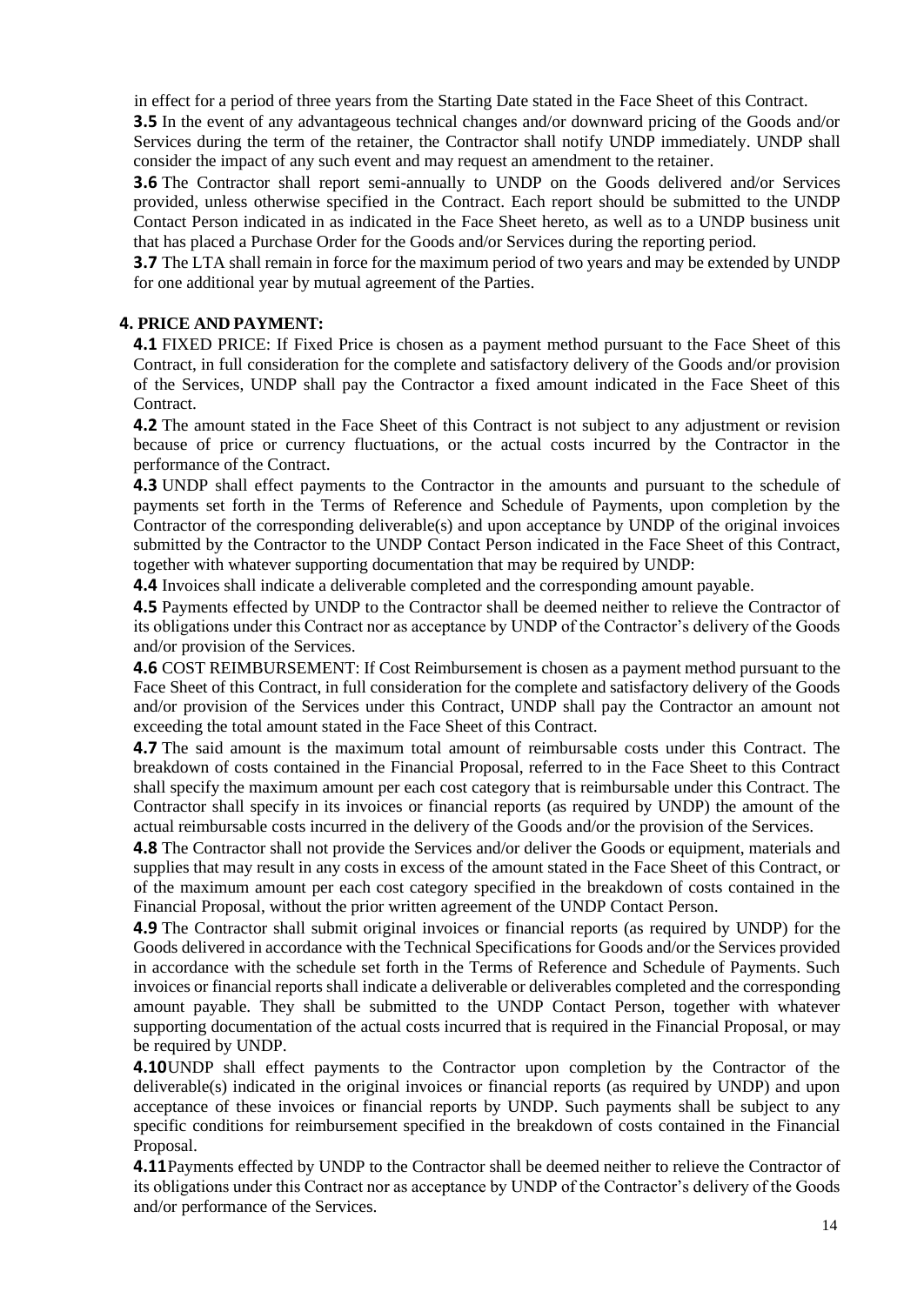in effect for a period of three years from the Starting Date stated in the Face Sheet of this Contract.

**3.5** In the event of any advantageous technical changes and/or downward pricing of the Goods and/or Services during the term of the retainer, the Contractor shall notify UNDP immediately. UNDP shall consider the impact of any such event and may request an amendment to the retainer.

**3.6** The Contractor shall report semi-annually to UNDP on the Goods delivered and/or Services provided, unless otherwise specified in the Contract. Each report should be submitted to the UNDP Contact Person indicated in as indicated in the Face Sheet hereto, as well as to a UNDP business unit that has placed a Purchase Order for the Goods and/or Services during the reporting period.

**3.7** The LTA shall remain in force for the maximum period of two years and may be extended by UNDP for one additional year by mutual agreement of the Parties.

**4. PRICE AND PAYMENT:**

**4.1** FIXED PRICE: If Fixed Price is chosen as a payment method pursuant to the Face Sheet of this Contract, in full consideration for the complete and satisfactory delivery of the Goods and/or provision of the Services, UNDP shall pay the Contractor a fixed amount indicated in the Face Sheet of this Contract.

**4.2** The amount stated in the Face Sheet of this Contract is not subject to any adjustment or revision because of price or currency fluctuations, or the actual costs incurred by the Contractor in the performance of the Contract.

**4.3** UNDP shall effect payments to the Contractor in the amounts and pursuant to the schedule of payments set forth in the Terms of Reference and Schedule of Payments, upon completion by the Contractor of the corresponding deliverable(s) and upon acceptance by UNDP of the original invoices submitted by the Contractor to the UNDP Contact Person indicated in the Face Sheet of this Contract, together with whatever supporting documentation that may be required by UNDP:

**4.4** Invoices shall indicate a deliverable completed and the corresponding amount payable.

**4.5** Payments effected by UNDP to the Contractor shall be deemed neither to relieve the Contractor of its obligations under this Contract nor as acceptance by UNDP of the Contractor's delivery of the Goods and/or provision of the Services.

**4.6** COST REIMBURSEMENT: If Cost Reimbursement is chosen as a payment method pursuant to the Face Sheet of this Contract, in full consideration for the complete and satisfactory delivery of the Goods and/or provision of the Services under this Contract, UNDP shall pay the Contractor an amount not exceeding the total amount stated in the Face Sheet of this Contract.

**4.7** The said amount is the maximum total amount of reimbursable costs under this Contract. The breakdown of costs contained in the Financial Proposal, referred to in the Face Sheet to this Contract shall specify the maximum amount per each cost category that is reimbursable under this Contract. The Contractor shall specify in its invoices or financial reports (as required by UNDP) the amount of the actual reimbursable costs incurred in the delivery of the Goods and/or the provision of the Services.

**4.8** The Contractor shall not provide the Services and/or deliver the Goods or equipment, materials and supplies that may result in any costs in excess of the amount stated in the Face Sheet of this Contract, or of the maximum amount per each cost category specified in the breakdown of costs contained in the Financial Proposal, without the prior written agreement of the UNDP Contact Person.

**4.9** The Contractor shall submit original invoices or financial reports (as required by UNDP) for the Goods delivered in accordance with the Technical Specifications for Goods and/or the Services provided in accordance with the schedule set forth in the Terms of Reference and Schedule of Payments. Such invoices or financial reports shall indicate a deliverable or deliverables completed and the corresponding amount payable. They shall be submitted to the UNDP Contact Person, together with whatever supporting documentation of the actual costs incurred that is required in the Financial Proposal, or may be required by UNDP.

**4.10** UNDP shall effect payments to the Contractor upon completion by the Contractor of the deliverable(s) indicated in the original invoices or financial reports (as required by UNDP) and upon acceptance of these invoices or financial reports by UNDP. Such payments shall be subject to any specific conditions for reimbursement specified in the breakdown of costs contained in the Financial Proposal.

**4.11** Payments effected by UNDP to the Contractor shall be deemed neither to relieve the Contractor of its obligations under this Contract nor as acceptance by UNDP of the Contractor's delivery of the Goods and/or performance of the Services.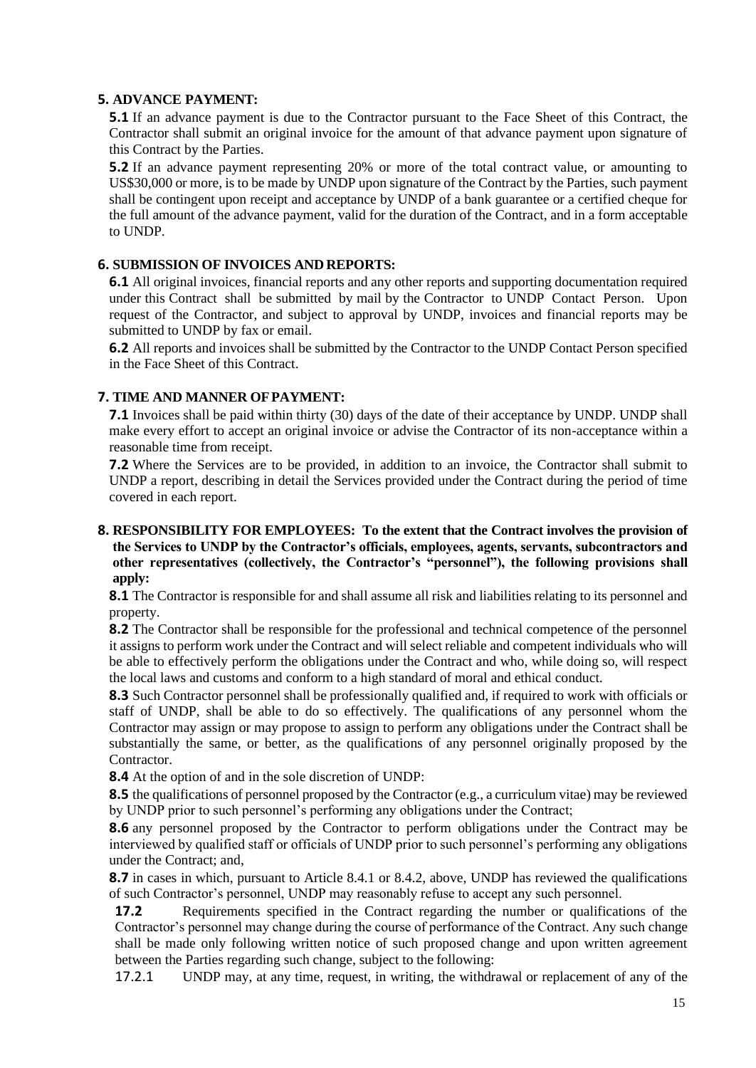## 5. ADVANCE PAYMENT:

**5.1** If an advance payment is due to the Contractor pursuant to the Face Sheet of this Contract, the Contractor shall submit an original invoice for the amount of that advance payment upon signature of this Contract by the Parties.

**5.2** If an advance payment representing 20% or more of the total contract value, or amounting to US$30,000 or more, is to be made by UNDP upon signature of the Contract by the Parties, such payment shall be contingent upon receipt and acceptance by UNDP of a bank guarantee or a certified cheque for the full amount of the advance payment, valid for the duration of the Contract, and in a form acceptable to UNDP.

## 6. SUBMISSION OF INVOICES AND REPORTS:

**6.1** All original invoices, financial reports and any other reports and supporting documentation required under this Contract shall be submitted by mail by the Contractor to UNDP Contact Person. Upon request of the Contractor, and subject to approval by UNDP, invoices and financial reports may be submitted to UNDP by fax or email.

**6.2** All reports and invoices shall be submitted by the Contractor to the UNDP Contact Person specified in the Face Sheet of this Contract.

## 7. TIME AND MANNER OF PAYMENT:

**7.1** Invoices shall be paid within thirty (30) days of the date of their acceptance by UNDP. UNDP shall make every effort to accept an original invoice or advise the Contractor of its non-acceptance within a reasonable time from receipt.

**7.2** Where the Services are to be provided, in addition to an invoice, the Contractor shall submit to UNDP a report, describing in detail the Services provided under the Contract during the period of time covered in each report.

## 8. RESPONSIBILITY FOR EMPLOYEES: To the extent that the Contract involves the provision of the Services to UNDP by the Contractor's officials, employees, agents, servants, subcontractors and other representatives (collectively, the Contractor's "personnel"), the following provisions shall apply:

**8.1** The Contractor is responsible for and shall assume all risk and liabilities relating to its personnel and property.

**8.2** The Contractor shall be responsible for the professional and technical competence of the personnel it assigns to perform work under the Contract and will select reliable and competent individuals who will be able to effectively perform the obligations under the Contract and who, while doing so, will respect the local laws and customs and conform to a high standard of moral and ethical conduct.

**8.3** Such Contractor personnel shall be professionally qualified and, if required to work with officials or staff of UNDP, shall be able to do so effectively. The qualifications of any personnel whom the Contractor may assign or may propose to assign to perform any obligations under the Contract shall be substantially the same, or better, as the qualifications of any personnel originally proposed by the Contractor.

**8.4** At the option of and in the sole discretion of UNDP:

**8.5** the qualifications of personnel proposed by the Contractor (e.g., a curriculum vitae) may be reviewed by UNDP prior to such personnel's performing any obligations under the Contract;

**8.6** any personnel proposed by the Contractor to perform obligations under the Contract may be interviewed by qualified staff or officials of UNDP prior to such personnel's performing any obligations under the Contract; and,

**8.7** in cases in which, pursuant to Article 8.4.1 or 8.4.2, above, UNDP has reviewed the qualifications of such Contractor's personnel, UNDP may reasonably refuse to accept any such personnel.

**17.2** Requirements specified in the Contract regarding the number or qualifications of the Contractor's personnel may change during the course of performance of the Contract. Any such change shall be made only following written notice of such proposed change and upon written agreement between the Parties regarding such change, subject to the following:

17.2.1 UNDP may, at any time, request, in writing, the withdrawal or replacement of any of the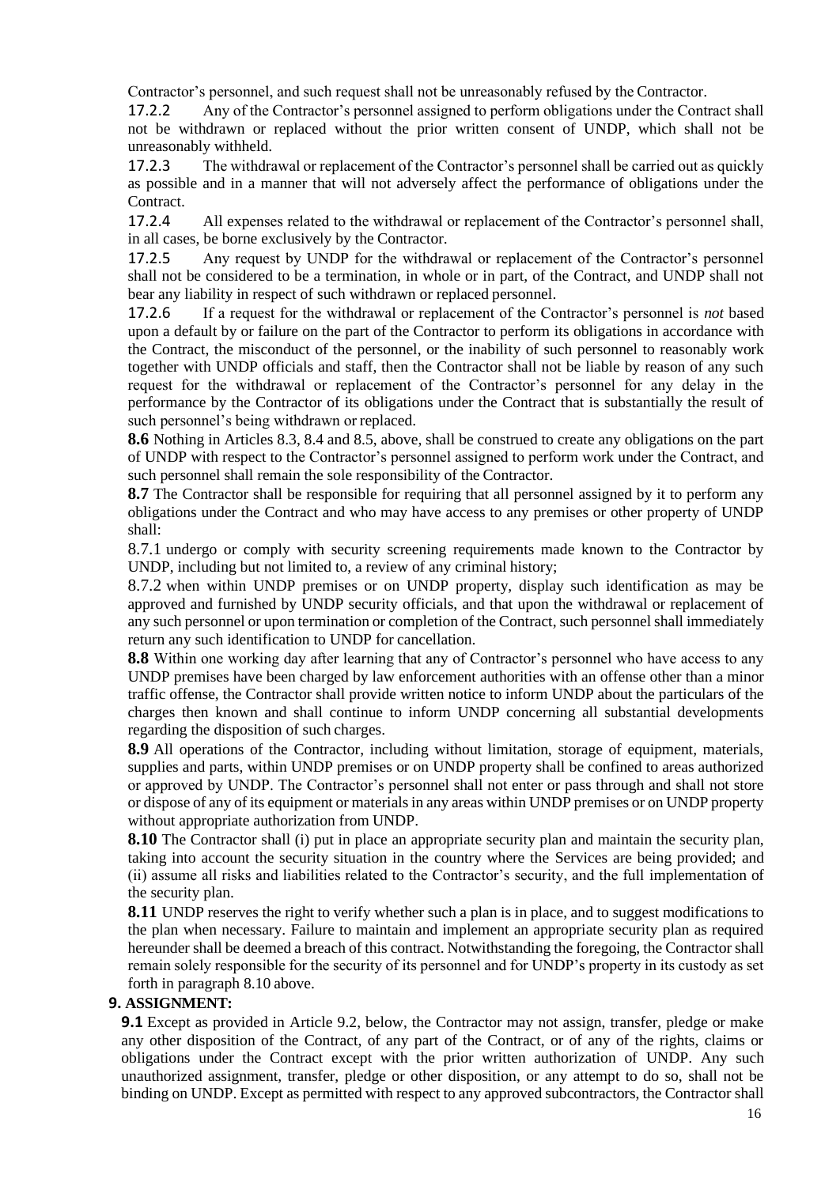Contractor's personnel, and such request shall not be unreasonably refused by the Contractor.

17.2.2 Any of the Contractor's personnel assigned to perform obligations under the Contract shall not be withdrawn or replaced without the prior written consent of UNDP, which shall not be unreasonably withheld.

17.2.3 The withdrawal or replacement of the Contractor's personnel shall be carried out as quickly as possible and in a manner that will not adversely affect the performance of obligations under the Contract.

17.2.4 All expenses related to the withdrawal or replacement of the Contractor's personnel shall, in all cases, be borne exclusively by the Contractor.

17.2.5 Any request by UNDP for the withdrawal or replacement of the Contractor's personnel shall not be considered to be a termination, in whole or in part, of the Contract, and UNDP shall not bear any liability in respect of such withdrawn or replaced personnel.

17.2.6 If a request for the withdrawal or replacement of the Contractor's personnel is *not* based upon a default by or failure on the part of the Contractor to perform its obligations in accordance with the Contract, the misconduct of the personnel, or the inability of such personnel to reasonably work together with UNDP officials and staff, then the Contractor shall not be liable by reason of any such request for the withdrawal or replacement of the Contractor's personnel for any delay in the performance by the Contractor of its obligations under the Contract that is substantially the result of such personnel's being withdrawn or replaced.

**8.6** Nothing in Articles 8.3, 8.4 and 8.5, above, shall be construed to create any obligations on the part of UNDP with respect to the Contractor's personnel assigned to perform work under the Contract, and such personnel shall remain the sole responsibility of the Contractor.

**8.7** The Contractor shall be responsible for requiring that all personnel assigned by it to perform any obligations under the Contract and who may have access to any premises or other property of UNDP shall:

8.7.1 undergo or comply with security screening requirements made known to the Contractor by UNDP, including but not limited to, a review of any criminal history;

8.7.2 when within UNDP premises or on UNDP property, display such identification as may be approved and furnished by UNDP security officials, and that upon the withdrawal or replacement of any such personnel or upon termination or completion of the Contract, such personnel shall immediately return any such identification to UNDP for cancellation.

**8.8** Within one working day after learning that any of Contractor's personnel who have access to any UNDP premises have been charged by law enforcement authorities with an offense other than a minor traffic offense, the Contractor shall provide written notice to inform UNDP about the particulars of the charges then known and shall continue to inform UNDP concerning all substantial developments regarding the disposition of such charges.

**8.9** All operations of the Contractor, including without limitation, storage of equipment, materials, supplies and parts, within UNDP premises or on UNDP property shall be confined to areas authorized or approved by UNDP. The Contractor's personnel shall not enter or pass through and shall not store or dispose of any of its equipment or materials in any areas within UNDP premises or on UNDP property without appropriate authorization from UNDP.

**8.10** The Contractor shall (i) put in place an appropriate security plan and maintain the security plan, taking into account the security situation in the country where the Services are being provided; and (ii) assume all risks and liabilities related to the Contractor's security, and the full implementation of the security plan.

**8.11** UNDP reserves the right to verify whether such a plan is in place, and to suggest modifications to the plan when necessary. Failure to maintain and implement an appropriate security plan as required hereunder shall be deemed a breach of this contract. Notwithstanding the foregoing, the Contractor shall remain solely responsible for the security of its personnel and for UNDP's property in its custody as set forth in paragraph 8.10 above.

**9. ASSIGNMENT:**

**9.1** Except as provided in Article 9.2, below, the Contractor may not assign, transfer, pledge or make any other disposition of the Contract, of any part of the Contract, or of any of the rights, claims or obligations under the Contract except with the prior written authorization of UNDP. Any such unauthorized assignment, transfer, pledge or other disposition, or any attempt to do so, shall not be binding on UNDP. Except as permitted with respect to any approved subcontractors, the Contractor shall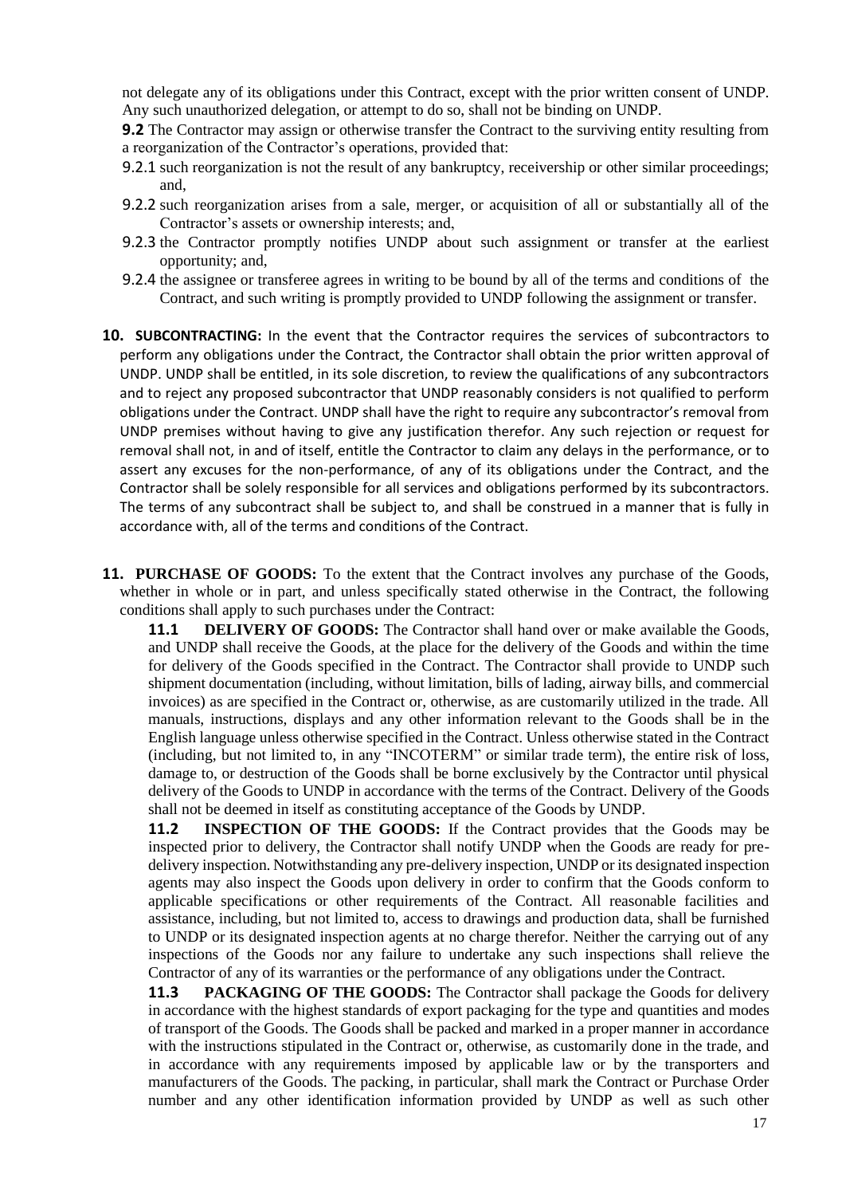not delegate any of its obligations under this Contract, except with the prior written consent of UNDP. Any such unauthorized delegation, or attempt to do so, shall not be binding on UNDP.

**9.2** The Contractor may assign or otherwise transfer the Contract to the surviving entity resulting from a reorganization of the Contractor's operations, provided that:

9.2.1 such reorganization is not the result of any bankruptcy, receivership or other similar proceedings; and,

9.2.2 such reorganization arises from a sale, merger, or acquisition of all or substantially all of the Contractor's assets or ownership interests; and,

9.2.3 the Contractor promptly notifies UNDP about such assignment or transfer at the earliest opportunity; and,

9.2.4 the assignee or transferee agrees in writing to be bound by all of the terms and conditions of the Contract, and such writing is promptly provided to UNDP following the assignment or transfer.

**10. SUBCONTRACTING:** In the event that the Contractor requires the services of subcontractors to perform any obligations under the Contract, the Contractor shall obtain the prior written approval of UNDP. UNDP shall be entitled, in its sole discretion, to review the qualifications of any subcontractors and to reject any proposed subcontractor that UNDP reasonably considers is not qualified to perform obligations under the Contract. UNDP shall have the right to require any subcontractor's removal from UNDP premises without having to give any justification therefor. Any such rejection or request for removal shall not, in and of itself, entitle the Contractor to claim any delays in the performance, or to assert any excuses for the non-performance, of any of its obligations under the Contract, and the Contractor shall be solely responsible for all services and obligations performed by its subcontractors. The terms of any subcontract shall be subject to, and shall be construed in a manner that is fully in accordance with, all of the terms and conditions of the Contract.

**11. PURCHASE OF GOODS:** To the extent that the Contract involves any purchase of the Goods, whether in whole or in part, and unless specifically stated otherwise in the Contract, the following conditions shall apply to such purchases under the Contract:

**11.1 DELIVERY OF GOODS:** The Contractor shall hand over or make available the Goods, and UNDP shall receive the Goods, at the place for the delivery of the Goods and within the time for delivery of the Goods specified in the Contract. The Contractor shall provide to UNDP such shipment documentation (including, without limitation, bills of lading, airway bills, and commercial invoices) as are specified in the Contract or, otherwise, as are customarily utilized in the trade. All manuals, instructions, displays and any other information relevant to the Goods shall be in the English language unless otherwise specified in the Contract. Unless otherwise stated in the Contract (including, but not limited to, in any "INCOTERM" or similar trade term), the entire risk of loss, damage to, or destruction of the Goods shall be borne exclusively by the Contractor until physical delivery of the Goods to UNDP in accordance with the terms of the Contract. Delivery of the Goods shall not be deemed in itself as constituting acceptance of the Goods by UNDP.

**11.2 INSPECTION OF THE GOODS:** If the Contract provides that the Goods may be inspected prior to delivery, the Contractor shall notify UNDP when the Goods are ready for pre-delivery inspection. Notwithstanding any pre-delivery inspection, UNDP or its designated inspection agents may also inspect the Goods upon delivery in order to confirm that the Goods conform to applicable specifications or other requirements of the Contract. All reasonable facilities and assistance, including, but not limited to, access to drawings and production data, shall be furnished to UNDP or its designated inspection agents at no charge therefor. Neither the carrying out of any inspections of the Goods nor any failure to undertake any such inspections shall relieve the Contractor of any of its warranties or the performance of any obligations under the Contract.

**11.3 PACKAGING OF THE GOODS:** The Contractor shall package the Goods for delivery in accordance with the highest standards of export packaging for the type and quantities and modes of transport of the Goods. The Goods shall be packed and marked in a proper manner in accordance with the instructions stipulated in the Contract or, otherwise, as customarily done in the trade, and in accordance with any requirements imposed by applicable law or by the transporters and manufacturers of the Goods. The packing, in particular, shall mark the Contract or Purchase Order number and any other identification information provided by UNDP as well as such other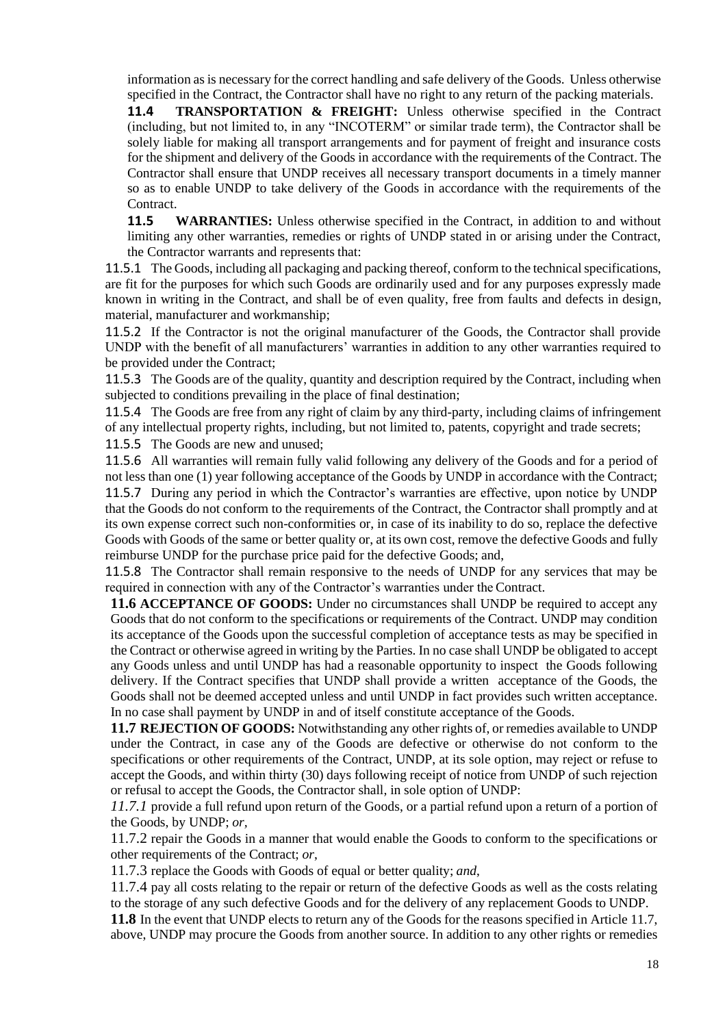information as is necessary for the correct handling and safe delivery of the Goods. Unless otherwise specified in the Contract, the Contractor shall have no right to any return of the packing materials.

**11.4 TRANSPORTATION & FREIGHT:** Unless otherwise specified in the Contract (including, but not limited to, in any "INCOTERM" or similar trade term), the Contractor shall be solely liable for making all transport arrangements and for payment of freight and insurance costs for the shipment and delivery of the Goods in accordance with the requirements of the Contract. The Contractor shall ensure that UNDP receives all necessary transport documents in a timely manner so as to enable UNDP to take delivery of the Goods in accordance with the requirements of the Contract.

**11.5 WARRANTIES:** Unless otherwise specified in the Contract, in addition to and without limiting any other warranties, remedies or rights of UNDP stated in or arising under the Contract, the Contractor warrants and represents that:

11.5.1 The Goods, including all packaging and packing thereof, conform to the technical specifications, are fit for the purposes for which such Goods are ordinarily used and for any purposes expressly made known in writing in the Contract, and shall be of even quality, free from faults and defects in design, material, manufacturer and workmanship;

11.5.2 If the Contractor is not the original manufacturer of the Goods, the Contractor shall provide UNDP with the benefit of all manufacturers' warranties in addition to any other warranties required to be provided under the Contract;

11.5.3 The Goods are of the quality, quantity and description required by the Contract, including when subjected to conditions prevailing in the place of final destination;

11.5.4 The Goods are free from any right of claim by any third-party, including claims of infringement of any intellectual property rights, including, but not limited to, patents, copyright and trade secrets;

11.5.5 The Goods are new and unused;

11.5.6 All warranties will remain fully valid following any delivery of the Goods and for a period of not less than one (1) year following acceptance of the Goods by UNDP in accordance with the Contract;

11.5.7 During any period in which the Contractor's warranties are effective, upon notice by UNDP that the Goods do not conform to the requirements of the Contract, the Contractor shall promptly and at its own expense correct such non-conformities or, in case of its inability to do so, replace the defective Goods with Goods of the same or better quality or, at its own cost, remove the defective Goods and fully reimburse UNDP for the purchase price paid for the defective Goods; and,

11.5.8 The Contractor shall remain responsive to the needs of UNDP for any services that may be required in connection with any of the Contractor's warranties under the Contract.

**11.6 ACCEPTANCE OF GOODS:** Under no circumstances shall UNDP be required to accept any Goods that do not conform to the specifications or requirements of the Contract. UNDP may condition its acceptance of the Goods upon the successful completion of acceptance tests as may be specified in the Contract or otherwise agreed in writing by the Parties. In no case shall UNDP be obligated to accept any Goods unless and until UNDP has had a reasonable opportunity to inspect the Goods following delivery. If the Contract specifies that UNDP shall provide a written acceptance of the Goods, the Goods shall not be deemed accepted unless and until UNDP in fact provides such written acceptance. In no case shall payment by UNDP in and of itself constitute acceptance of the Goods.

**11.7 REJECTION OF GOODS:** Notwithstanding any other rights of, or remedies available to UNDP under the Contract, in case any of the Goods are defective or otherwise do not conform to the specifications or other requirements of the Contract, UNDP, at its sole option, may reject or refuse to accept the Goods, and within thirty (30) days following receipt of notice from UNDP of such rejection or refusal to accept the Goods, the Contractor shall, in sole option of UNDP:

*11.7.1* provide a full refund upon return of the Goods, or a partial refund upon a return of a portion of the Goods, by UNDP; *or*,

11.7.2 repair the Goods in a manner that would enable the Goods to conform to the specifications or other requirements of the Contract; *or*,

11.7.3 replace the Goods with Goods of equal or better quality; *and*,

11.7.4 pay all costs relating to the repair or return of the defective Goods as well as the costs relating to the storage of any such defective Goods and for the delivery of any replacement Goods to UNDP.

**11.8** In the event that UNDP elects to return any of the Goods for the reasons specified in Article 11.7, above, UNDP may procure the Goods from another source. In addition to any other rights or remedies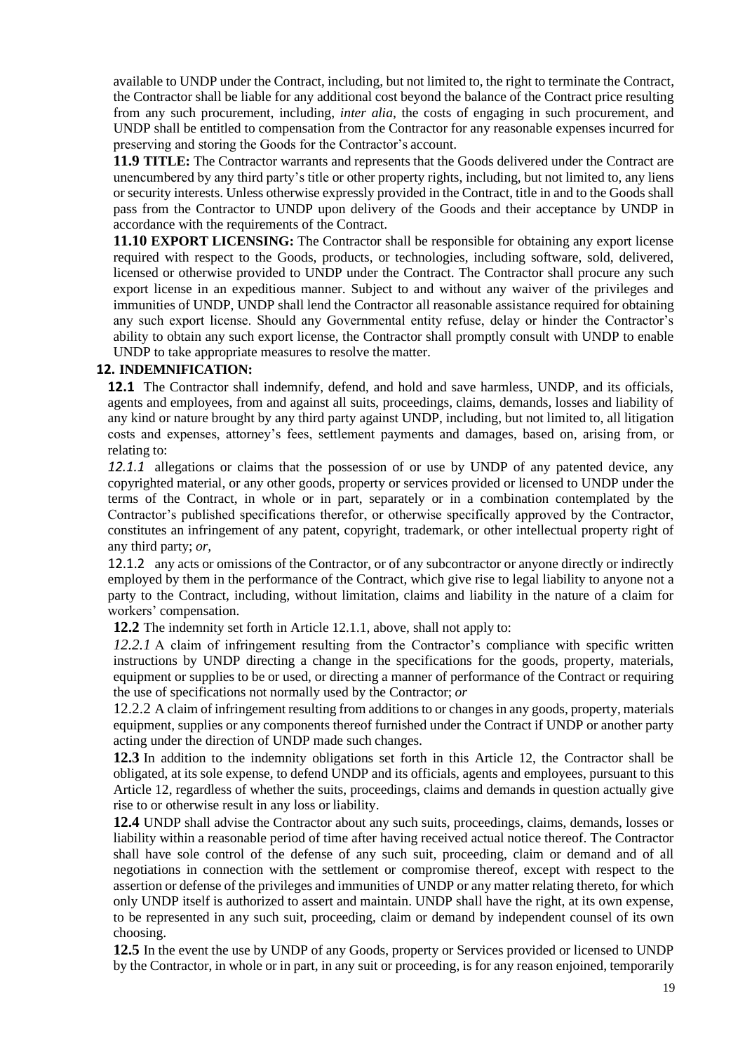available to UNDP under the Contract, including, but not limited to, the right to terminate the Contract, the Contractor shall be liable for any additional cost beyond the balance of the Contract price resulting from any such procurement, including, *inter alia*, the costs of engaging in such procurement, and UNDP shall be entitled to compensation from the Contractor for any reasonable expenses incurred for preserving and storing the Goods for the Contractor's account.

**11.9 TITLE:** The Contractor warrants and represents that the Goods delivered under the Contract are unencumbered by any third party's title or other property rights, including, but not limited to, any liens or security interests. Unless otherwise expressly provided in the Contract, title in and to the Goods shall pass from the Contractor to UNDP upon delivery of the Goods and their acceptance by UNDP in accordance with the requirements of the Contract.

**11.10 EXPORT LICENSING:** The Contractor shall be responsible for obtaining any export license required with respect to the Goods, products, or technologies, including software, sold, delivered, licensed or otherwise provided to UNDP under the Contract. The Contractor shall procure any such export license in an expeditious manner. Subject to and without any waiver of the privileges and immunities of UNDP, UNDP shall lend the Contractor all reasonable assistance required for obtaining any such export license. Should any Governmental entity refuse, delay or hinder the Contractor's ability to obtain any such export license, the Contractor shall promptly consult with UNDP to enable UNDP to take appropriate measures to resolve the matter.

**12. INDEMNIFICATION:**

**12.1** The Contractor shall indemnify, defend, and hold and save harmless, UNDP, and its officials, agents and employees, from and against all suits, proceedings, claims, demands, losses and liability of any kind or nature brought by any third party against UNDP, including, but not limited to, all litigation costs and expenses, attorney's fees, settlement payments and damages, based on, arising from, or relating to:

*12.1.1* allegations or claims that the possession of or use by UNDP of any patented device, any copyrighted material, or any other goods, property or services provided or licensed to UNDP under the terms of the Contract, in whole or in part, separately or in a combination contemplated by the Contractor's published specifications therefor, or otherwise specifically approved by the Contractor, constitutes an infringement of any patent, copyright, trademark, or other intellectual property right of any third party; *or*,

12.1.2 any acts or omissions of the Contractor, or of any subcontractor or anyone directly or indirectly employed by them in the performance of the Contract, which give rise to legal liability to anyone not a party to the Contract, including, without limitation, claims and liability in the nature of a claim for workers' compensation.

**12.2** The indemnity set forth in Article 12.1.1, above, shall not apply to:

*12.2.1* A claim of infringement resulting from the Contractor's compliance with specific written instructions by UNDP directing a change in the specifications for the goods, property, materials, equipment or supplies to be or used, or directing a manner of performance of the Contract or requiring the use of specifications not normally used by the Contractor; *or*

12.2.2 A claim of infringement resulting from additions to or changes in any goods, property, materials equipment, supplies or any components thereof furnished under the Contract if UNDP or another party acting under the direction of UNDP made such changes.

**12.3** In addition to the indemnity obligations set forth in this Article 12, the Contractor shall be obligated, at its sole expense, to defend UNDP and its officials, agents and employees, pursuant to this Article 12, regardless of whether the suits, proceedings, claims and demands in question actually give rise to or otherwise result in any loss or liability.

**12.4** UNDP shall advise the Contractor about any such suits, proceedings, claims, demands, losses or liability within a reasonable period of time after having received actual notice thereof. The Contractor shall have sole control of the defense of any such suit, proceeding, claim or demand and of all negotiations in connection with the settlement or compromise thereof, except with respect to the assertion or defense of the privileges and immunities of UNDP or any matter relating thereto, for which only UNDP itself is authorized to assert and maintain. UNDP shall have the right, at its own expense, to be represented in any such suit, proceeding, claim or demand by independent counsel of its own choosing.

**12.5** In the event the use by UNDP of any Goods, property or Services provided or licensed to UNDP by the Contractor, in whole or in part, in any suit or proceeding, is for any reason enjoined, temporarily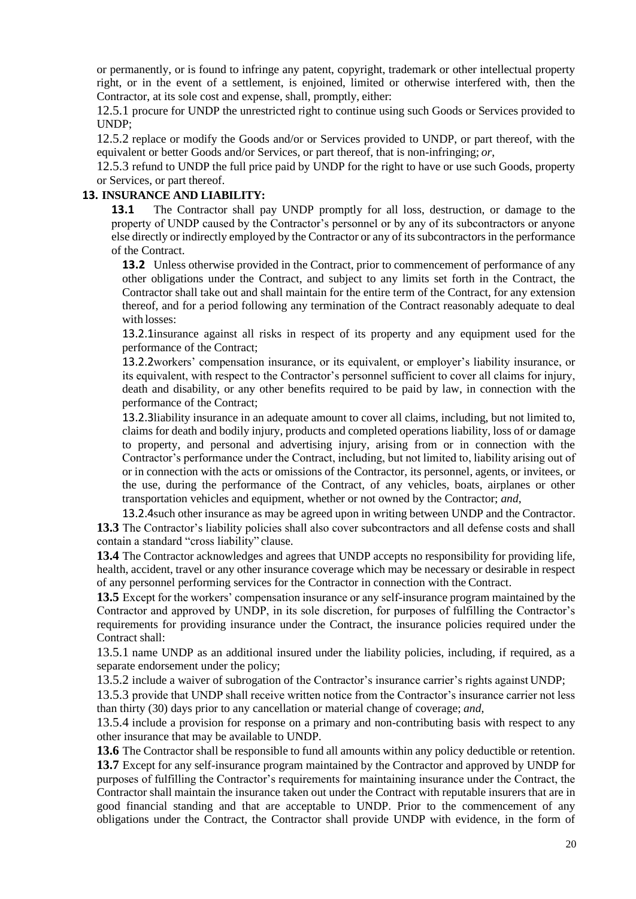or permanently, or is found to infringe any patent, copyright, trademark or other intellectual property right, or in the event of a settlement, is enjoined, limited or otherwise interfered with, then the Contractor, at its sole cost and expense, shall, promptly, either:

12.5.1 procure for UNDP the unrestricted right to continue using such Goods or Services provided to UNDP;

12.5.2 replace or modify the Goods and/or or Services provided to UNDP, or part thereof, with the equivalent or better Goods and/or Services, or part thereof, that is non-infringing; *or*,

12.5.3 refund to UNDP the full price paid by UNDP for the right to have or use such Goods, property or Services, or part thereof.

## 13. INSURANCE AND LIABILITY:

**13.1** The Contractor shall pay UNDP promptly for all loss, destruction, or damage to the property of UNDP caused by the Contractor's personnel or by any of its subcontractors or anyone else directly or indirectly employed by the Contractor or any of its subcontractors in the performance of the Contract.

**13.2** Unless otherwise provided in the Contract, prior to commencement of performance of any other obligations under the Contract, and subject to any limits set forth in the Contract, the Contractor shall take out and shall maintain for the entire term of the Contract, for any extension thereof, and for a period following any termination of the Contract reasonably adequate to deal with losses:

13.2.1 insurance against all risks in respect of its property and any equipment used for the performance of the Contract;

13.2.2 workers' compensation insurance, or its equivalent, or employer's liability insurance, or its equivalent, with respect to the Contractor's personnel sufficient to cover all claims for injury, death and disability, or any other benefits required to be paid by law, in connection with the performance of the Contract;

13.2.3 liability insurance in an adequate amount to cover all claims, including, but not limited to, claims for death and bodily injury, products and completed operations liability, loss of or damage to property, and personal and advertising injury, arising from or in connection with the Contractor's performance under the Contract, including, but not limited to, liability arising out of or in connection with the acts or omissions of the Contractor, its personnel, agents, or invitees, or the use, during the performance of the Contract, of any vehicles, boats, airplanes or other transportation vehicles and equipment, whether or not owned by the Contractor; *and*,

13.2.4 such other insurance as may be agreed upon in writing between UNDP and the Contractor.

**13.3** The Contractor's liability policies shall also cover subcontractors and all defense costs and shall contain a standard "cross liability" clause.

**13.4** The Contractor acknowledges and agrees that UNDP accepts no responsibility for providing life, health, accident, travel or any other insurance coverage which may be necessary or desirable in respect of any personnel performing services for the Contractor in connection with the Contract.

**13.5** Except for the workers' compensation insurance or any self-insurance program maintained by the Contractor and approved by UNDP, in its sole discretion, for purposes of fulfilling the Contractor's requirements for providing insurance under the Contract, the insurance policies required under the Contract shall:

13.5.1 name UNDP as an additional insured under the liability policies, including, if required, as a separate endorsement under the policy;

13.5.2 include a waiver of subrogation of the Contractor's insurance carrier's rights against UNDP;

13.5.3 provide that UNDP shall receive written notice from the Contractor's insurance carrier not less than thirty (30) days prior to any cancellation or material change of coverage; *and*,

13.5.4 include a provision for response on a primary and non-contributing basis with respect to any other insurance that may be available to UNDP.

**13.6** The Contractor shall be responsible to fund all amounts within any policy deductible or retention.

**13.7** Except for any self-insurance program maintained by the Contractor and approved by UNDP for purposes of fulfilling the Contractor's requirements for maintaining insurance under the Contract, the Contractor shall maintain the insurance taken out under the Contract with reputable insurers that are in good financial standing and that are acceptable to UNDP. Prior to the commencement of any obligations under the Contract, the Contractor shall provide UNDP with evidence, in the form of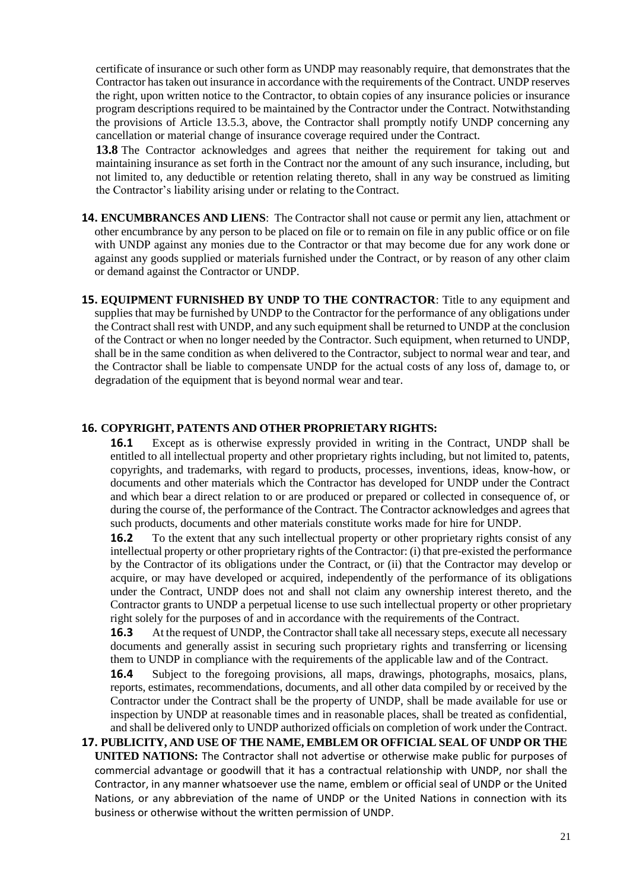certificate of insurance or such other form as UNDP may reasonably require, that demonstrates that the Contractor has taken out insurance in accordance with the requirements of the Contract. UNDP reserves the right, upon written notice to the Contractor, to obtain copies of any insurance policies or insurance program descriptions required to be maintained by the Contractor under the Contract. Notwithstanding the provisions of Article 13.5.3, above, the Contractor shall promptly notify UNDP concerning any cancellation or material change of insurance coverage required under the Contract.

**13.8** The Contractor acknowledges and agrees that neither the requirement for taking out and maintaining insurance as set forth in the Contract nor the amount of any such insurance, including, but not limited to, any deductible or retention relating thereto, shall in any way be construed as limiting the Contractor's liability arising under or relating to the Contract.

**14. ENCUMBRANCES AND LIENS**: The Contractor shall not cause or permit any lien, attachment or other encumbrance by any person to be placed on file or to remain on file in any public office or on file with UNDP against any monies due to the Contractor or that may become due for any work done or against any goods supplied or materials furnished under the Contract, or by reason of any other claim or demand against the Contractor or UNDP.

**15. EQUIPMENT FURNISHED BY UNDP TO THE CONTRACTOR**: Title to any equipment and supplies that may be furnished by UNDP to the Contractor for the performance of any obligations under the Contract shall rest with UNDP, and any such equipment shall be returned to UNDP at the conclusion of the Contract or when no longer needed by the Contractor. Such equipment, when returned to UNDP, shall be in the same condition as when delivered to the Contractor, subject to normal wear and tear, and the Contractor shall be liable to compensate UNDP for the actual costs of any loss of, damage to, or degradation of the equipment that is beyond normal wear and tear.

**16. COPYRIGHT, PATENTS AND OTHER PROPRIETARY RIGHTS:**

**16.1** Except as is otherwise expressly provided in writing in the Contract, UNDP shall be entitled to all intellectual property and other proprietary rights including, but not limited to, patents, copyrights, and trademarks, with regard to products, processes, inventions, ideas, know-how, or documents and other materials which the Contractor has developed for UNDP under the Contract and which bear a direct relation to or are produced or prepared or collected in consequence of, or during the course of, the performance of the Contract. The Contractor acknowledges and agrees that such products, documents and other materials constitute works made for hire for UNDP.

**16.2** To the extent that any such intellectual property or other proprietary rights consist of any intellectual property or other proprietary rights of the Contractor: (i) that pre-existed the performance by the Contractor of its obligations under the Contract, or (ii) that the Contractor may develop or acquire, or may have developed or acquired, independently of the performance of its obligations under the Contract, UNDP does not and shall not claim any ownership interest thereto, and the Contractor grants to UNDP a perpetual license to use such intellectual property or other proprietary right solely for the purposes of and in accordance with the requirements of the Contract.

**16.3** At the request of UNDP, the Contractor shall take all necessary steps, execute all necessary documents and generally assist in securing such proprietary rights and transferring or licensing them to UNDP in compliance with the requirements of the applicable law and of the Contract.

**16.4** Subject to the foregoing provisions, all maps, drawings, photographs, mosaics, plans, reports, estimates, recommendations, documents, and all other data compiled by or received by the Contractor under the Contract shall be the property of UNDP, shall be made available for use or inspection by UNDP at reasonable times and in reasonable places, shall be treated as confidential, and shall be delivered only to UNDP authorized officials on completion of work under the Contract.

**17. PUBLICITY, AND USE OF THE NAME, EMBLEM OR OFFICIAL SEAL OF UNDP OR THE UNITED NATIONS:** The Contractor shall not advertise or otherwise make public for purposes of commercial advantage or goodwill that it has a contractual relationship with UNDP, nor shall the Contractor, in any manner whatsoever use the name, emblem or official seal of UNDP or the United Nations, or any abbreviation of the name of UNDP or the United Nations in connection with its business or otherwise without the written permission of UNDP.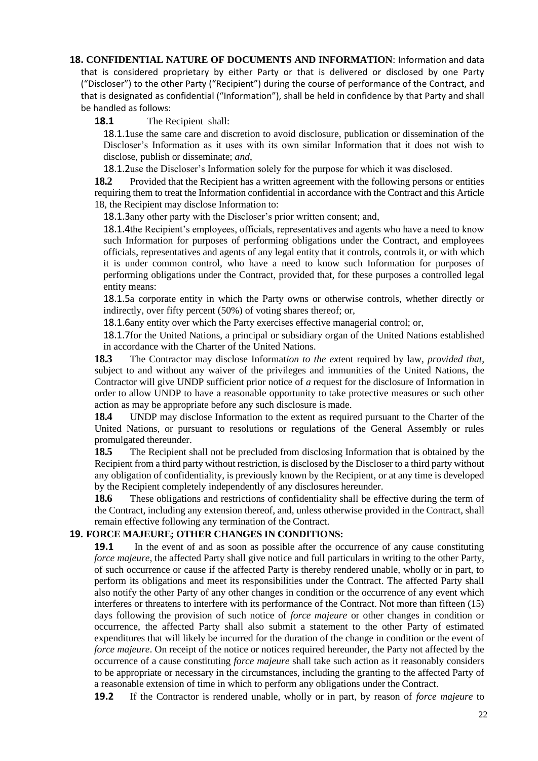**18. CONFIDENTIAL NATURE OF DOCUMENTS AND INFORMATION**: Information and data that is considered proprietary by either Party or that is delivered or disclosed by one Party ("Discloser") to the other Party ("Recipient") during the course of performance of the Contract, and that is designated as confidential ("Information"), shall be held in confidence by that Party and shall be handled as follows:

**18.1** The Recipient shall:

18.1.1 use the same care and discretion to avoid disclosure, publication or dissemination of the Discloser's Information as it uses with its own similar Information that it does not wish to disclose, publish or disseminate; *and*,

18.1.2 use the Discloser's Information solely for the purpose for which it was disclosed.

**18.2** Provided that the Recipient has a written agreement with the following persons or entities requiring them to treat the Information confidential in accordance with the Contract and this Article 18, the Recipient may disclose Information to:

18.1.3 any other party with the Discloser's prior written consent; and,

18.1.4 the Recipient's employees, officials, representatives and agents who have a need to know such Information for purposes of performing obligations under the Contract, and employees officials, representatives and agents of any legal entity that it controls, controls it, or with which it is under common control, who have a need to know such Information for purposes of performing obligations under the Contract, provided that, for these purposes a controlled legal entity means:

18.1.5 a corporate entity in which the Party owns or otherwise controls, whether directly or indirectly, over fifty percent (50%) of voting shares thereof; or,

18.1.6 any entity over which the Party exercises effective managerial control; or,

18.1.7 for the United Nations, a principal or subsidiary organ of the United Nations established in accordance with the Charter of the United Nations.

**18.3** The Contractor may disclose Informat*ion to the ext*ent required by law, *provided that*, subject to and without any waiver of the privileges and immunities of the United Nations, the Contractor will give UNDP sufficient prior notice of *a* request for the disclosure of Information in order to allow UNDP to have a reasonable opportunity to take protective measures or such other action as may be appropriate before any such disclosure is made.

**18.4** UNDP may disclose Information to the extent as required pursuant to the Charter of the United Nations, or pursuant to resolutions or regulations of the General Assembly or rules promulgated thereunder.

**18.5** The Recipient shall not be precluded from disclosing Information that is obtained by the Recipient from a third party without restriction, is disclosed by the Discloser to a third party without any obligation of confidentiality, is previously known by the Recipient, or at any time is developed by the Recipient completely independently of any disclosures hereunder.

**18.6** These obligations and restrictions of confidentiality shall be effective during the term of the Contract, including any extension thereof, and, unless otherwise provided in the Contract, shall remain effective following any termination of the Contract.

**19. FORCE MAJEURE; OTHER CHANGES IN CONDITIONS:**

**19.1** In the event of and as soon as possible after the occurrence of any cause constituting *force majeure*, the affected Party shall give notice and full particulars in writing to the other Party, of such occurrence or cause if the affected Party is thereby rendered unable, wholly or in part, to perform its obligations and meet its responsibilities under the Contract. The affected Party shall also notify the other Party of any other changes in condition or the occurrence of any event which interferes or threatens to interfere with its performance of the Contract. Not more than fifteen (15) days following the provision of such notice of *force majeure* or other changes in condition or occurrence, the affected Party shall also submit a statement to the other Party of estimated expenditures that will likely be incurred for the duration of the change in condition or the event of *force majeure*. On receipt of the notice or notices required hereunder, the Party not affected by the occurrence of a cause constituting *force majeure* shall take such action as it reasonably considers to be appropriate or necessary in the circumstances, including the granting to the affected Party of a reasonable extension of time in which to perform any obligations under the Contract.

**19.2** If the Contractor is rendered unable, wholly or in part, by reason of *force majeure* to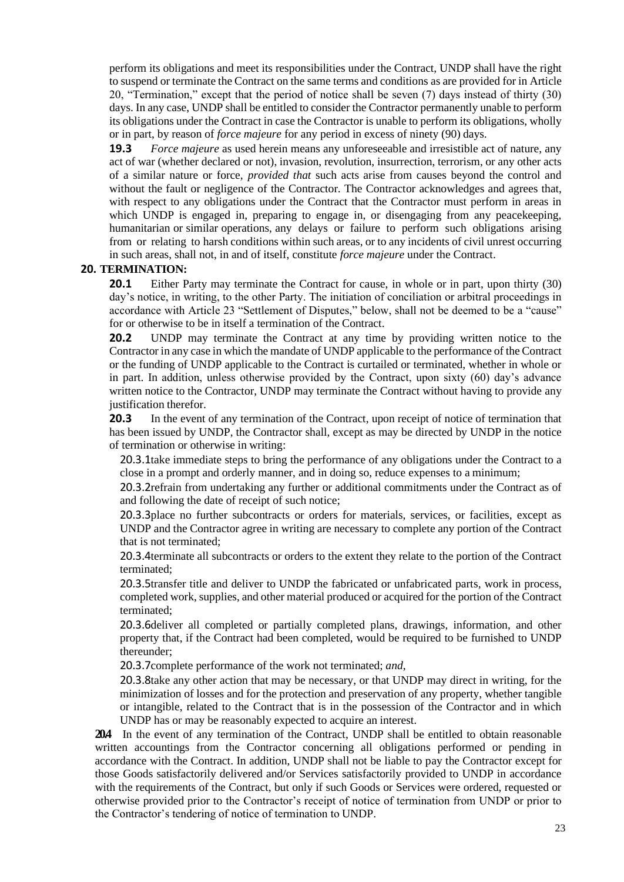perform its obligations and meet its responsibilities under the Contract, UNDP shall have the right to suspend or terminate the Contract on the same terms and conditions as are provided for in Article 20, "Termination," except that the period of notice shall be seven (7) days instead of thirty (30) days. In any case, UNDP shall be entitled to consider the Contractor permanently unable to perform its obligations under the Contract in case the Contractor is unable to perform its obligations, wholly or in part, by reason of *force majeure* for any period in excess of ninety (90) days.

**19.3** *Force majeure* as used herein means any unforeseeable and irresistible act of nature, any act of war (whether declared or not), invasion, revolution, insurrection, terrorism, or any other acts of a similar nature or force, *provided that* such acts arise from causes beyond the control and without the fault or negligence of the Contractor. The Contractor acknowledges and agrees that, with respect to any obligations under the Contract that the Contractor must perform in areas in which UNDP is engaged in, preparing to engage in, or disengaging from any peacekeeping, humanitarian or similar operations, any delays or failure to perform such obligations arising from or relating to harsh conditions within such areas, or to any incidents of civil unrest occurring in such areas, shall not, in and of itself, constitute *force majeure* under the Contract.

## 20. TERMINATION:

**20.1** Either Party may terminate the Contract for cause, in whole or in part, upon thirty (30) day's notice, in writing, to the other Party. The initiation of conciliation or arbitral proceedings in accordance with Article 23 "Settlement of Disputes," below, shall not be deemed to be a "cause" for or otherwise to be in itself a termination of the Contract.

**20.2** UNDP may terminate the Contract at any time by providing written notice to the Contractor in any case in which the mandate of UNDP applicable to the performance of the Contract or the funding of UNDP applicable to the Contract is curtailed or terminated, whether in whole or in part. In addition, unless otherwise provided by the Contract, upon sixty (60) day's advance written notice to the Contractor, UNDP may terminate the Contract without having to provide any justification therefor.

**20.3** In the event of any termination of the Contract, upon receipt of notice of termination that has been issued by UNDP, the Contractor shall, except as may be directed by UNDP in the notice of termination or otherwise in writing:

20.3.1 take immediate steps to bring the performance of any obligations under the Contract to a close in a prompt and orderly manner, and in doing so, reduce expenses to a minimum;

20.3.2 refrain from undertaking any further or additional commitments under the Contract as of and following the date of receipt of such notice;

20.3.3 place no further subcontracts or orders for materials, services, or facilities, except as UNDP and the Contractor agree in writing are necessary to complete any portion of the Contract that is not terminated;

20.3.4 terminate all subcontracts or orders to the extent they relate to the portion of the Contract terminated;

20.3.5 transfer title and deliver to UNDP the fabricated or unfabricated parts, work in process, completed work, supplies, and other material produced or acquired for the portion of the Contract terminated;

20.3.6 deliver all completed or partially completed plans, drawings, information, and other property that, if the Contract had been completed, would be required to be furnished to UNDP thereunder;

20.3.7 complete performance of the work not terminated; *and*,

20.3.8 take any other action that may be necessary, or that UNDP may direct in writing, for the minimization of losses and for the protection and preservation of any property, whether tangible or intangible, related to the Contract that is in the possession of the Contractor and in which UNDP has or may be reasonably expected to acquire an interest.

**20.4** In the event of any termination of the Contract, UNDP shall be entitled to obtain reasonable written accountings from the Contractor concerning all obligations performed or pending in accordance with the Contract. In addition, UNDP shall not be liable to pay the Contractor except for those Goods satisfactorily delivered and/or Services satisfactorily provided to UNDP in accordance with the requirements of the Contract, but only if such Goods or Services were ordered, requested or otherwise provided prior to the Contractor's receipt of notice of termination from UNDP or prior to the Contractor's tendering of notice of termination to UNDP.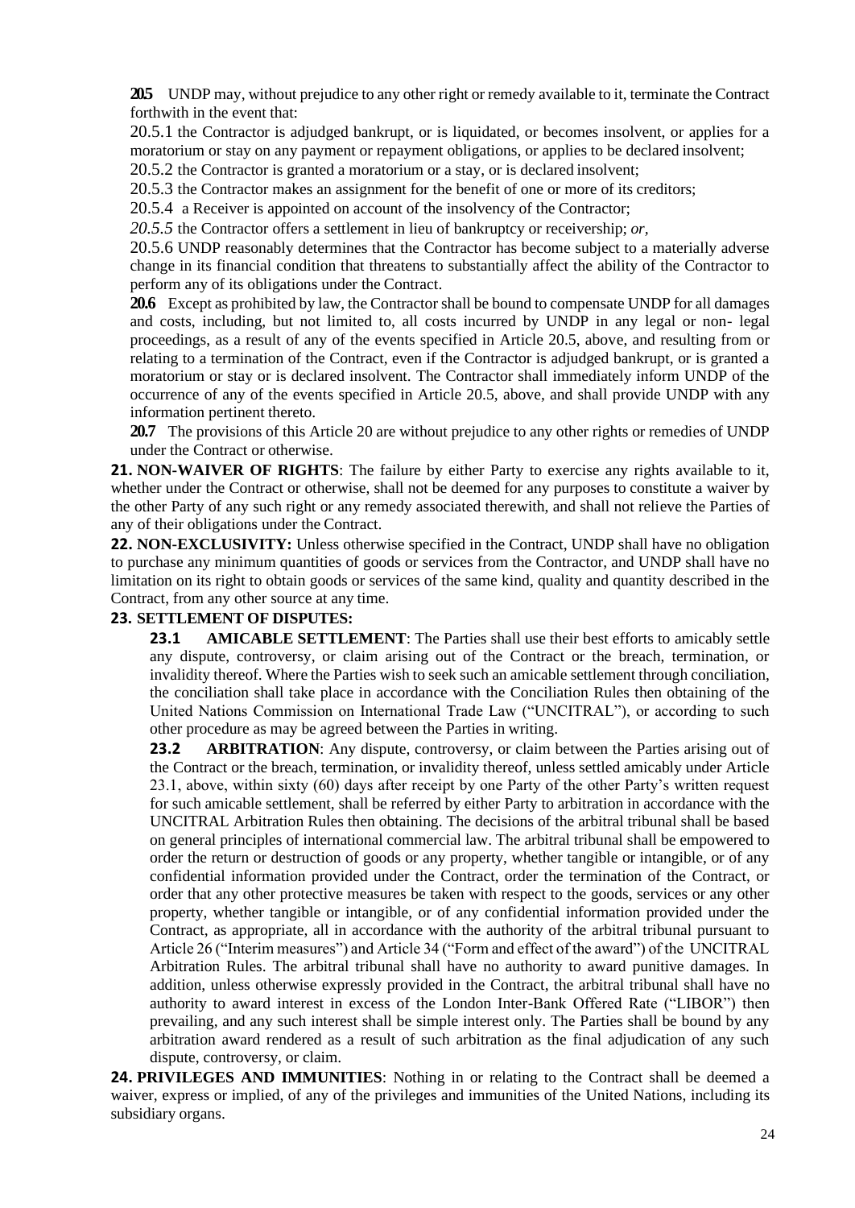**20.5** UNDP may, without prejudice to any other right or remedy available to it, terminate the Contract forthwith in the event that:

20.5.1 the Contractor is adjudged bankrupt, or is liquidated, or becomes insolvent, or applies for a moratorium or stay on any payment or repayment obligations, or applies to be declared insolvent;

20.5.2 the Contractor is granted a moratorium or a stay, or is declared insolvent;

20.5.3 the Contractor makes an assignment for the benefit of one or more of its creditors;

20.5.4 a Receiver is appointed on account of the insolvency of the Contractor;

*20.5.5* the Contractor offers a settlement in lieu of bankruptcy or receivership; *or,*

20.5.6 UNDP reasonably determines that the Contractor has become subject to a materially adverse change in its financial condition that threatens to substantially affect the ability of the Contractor to perform any of its obligations under the Contract.

**20.6** Except as prohibited by law, the Contractor shall be bound to compensate UNDP for all damages and costs, including, but not limited to, all costs incurred by UNDP in any legal or non- legal proceedings, as a result of any of the events specified in Article 20.5, above, and resulting from or relating to a termination of the Contract, even if the Contractor is adjudged bankrupt, or is granted a moratorium or stay or is declared insolvent. The Contractor shall immediately inform UNDP of the occurrence of any of the events specified in Article 20.5, above, and shall provide UNDP with any information pertinent thereto.

**20.7** The provisions of this Article 20 are without prejudice to any other rights or remedies of UNDP under the Contract or otherwise.

**21. NON-WAIVER OF RIGHTS**: The failure by either Party to exercise any rights available to it, whether under the Contract or otherwise, shall not be deemed for any purposes to constitute a waiver by the other Party of any such right or any remedy associated therewith, and shall not relieve the Parties of any of their obligations under the Contract.

**22. NON-EXCLUSIVITY:** Unless otherwise specified in the Contract, UNDP shall have no obligation to purchase any minimum quantities of goods or services from the Contractor, and UNDP shall have no limitation on its right to obtain goods or services of the same kind, quality and quantity described in the Contract, from any other source at any time.

**23. SETTLEMENT OF DISPUTES:**

**23.1 AMICABLE SETTLEMENT**: The Parties shall use their best efforts to amicably settle any dispute, controversy, or claim arising out of the Contract or the breach, termination, or invalidity thereof. Where the Parties wish to seek such an amicable settlement through conciliation, the conciliation shall take place in accordance with the Conciliation Rules then obtaining of the United Nations Commission on International Trade Law ("UNCITRAL"), or according to such other procedure as may be agreed between the Parties in writing.

**23.2 ARBITRATION**: Any dispute, controversy, or claim between the Parties arising out of the Contract or the breach, termination, or invalidity thereof, unless settled amicably under Article 23.1, above, within sixty (60) days after receipt by one Party of the other Party's written request for such amicable settlement, shall be referred by either Party to arbitration in accordance with the UNCITRAL Arbitration Rules then obtaining. The decisions of the arbitral tribunal shall be based on general principles of international commercial law. The arbitral tribunal shall be empowered to order the return or destruction of goods or any property, whether tangible or intangible, or of any confidential information provided under the Contract, order the termination of the Contract, or order that any other protective measures be taken with respect to the goods, services or any other property, whether tangible or intangible, or of any confidential information provided under the Contract, as appropriate, all in accordance with the authority of the arbitral tribunal pursuant to Article 26 ("Interim measures") and Article 34 ("Form and effect of the award") of the UNCITRAL Arbitration Rules. The arbitral tribunal shall have no authority to award punitive damages. In addition, unless otherwise expressly provided in the Contract, the arbitral tribunal shall have no authority to award interest in excess of the London Inter-Bank Offered Rate ("LIBOR") then prevailing, and any such interest shall be simple interest only. The Parties shall be bound by any arbitration award rendered as a result of such arbitration as the final adjudication of any such dispute, controversy, or claim.

**24. PRIVILEGES AND IMMUNITIES**: Nothing in or relating to the Contract shall be deemed a waiver, express or implied, of any of the privileges and immunities of the United Nations, including its subsidiary organs.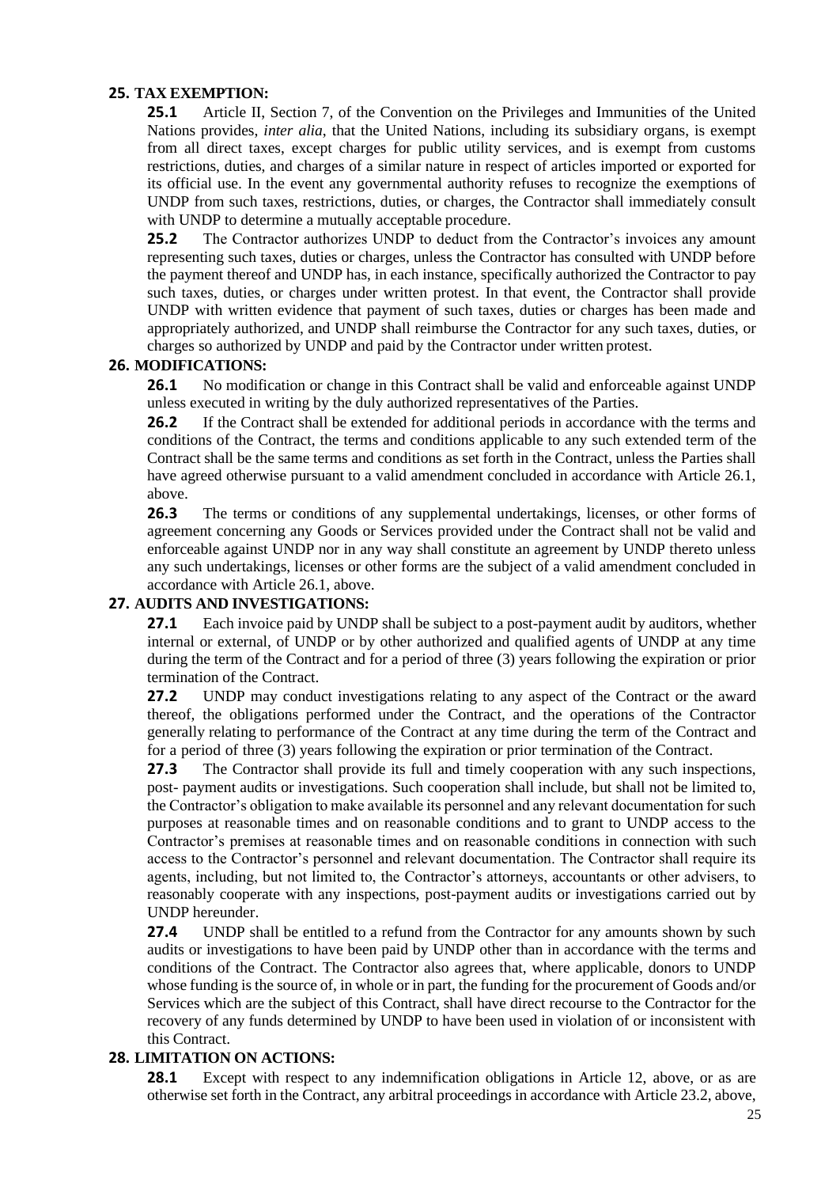## 25. TAX EXEMPTION:

**25.1** Article II, Section 7, of the Convention on the Privileges and Immunities of the United Nations provides, *inter alia*, that the United Nations, including its subsidiary organs, is exempt from all direct taxes, except charges for public utility services, and is exempt from customs restrictions, duties, and charges of a similar nature in respect of articles imported or exported for its official use. In the event any governmental authority refuses to recognize the exemptions of UNDP from such taxes, restrictions, duties, or charges, the Contractor shall immediately consult with UNDP to determine a mutually acceptable procedure.

**25.2** The Contractor authorizes UNDP to deduct from the Contractor's invoices any amount representing such taxes, duties or charges, unless the Contractor has consulted with UNDP before the payment thereof and UNDP has, in each instance, specifically authorized the Contractor to pay such taxes, duties, or charges under written protest. In that event, the Contractor shall provide UNDP with written evidence that payment of such taxes, duties or charges has been made and appropriately authorized, and UNDP shall reimburse the Contractor for any such taxes, duties, or charges so authorized by UNDP and paid by the Contractor under written protest.

## 26. MODIFICATIONS:

**26.1** No modification or change in this Contract shall be valid and enforceable against UNDP unless executed in writing by the duly authorized representatives of the Parties.

**26.2** If the Contract shall be extended for additional periods in accordance with the terms and conditions of the Contract, the terms and conditions applicable to any such extended term of the Contract shall be the same terms and conditions as set forth in the Contract, unless the Parties shall have agreed otherwise pursuant to a valid amendment concluded in accordance with Article 26.1, above.

**26.3** The terms or conditions of any supplemental undertakings, licenses, or other forms of agreement concerning any Goods or Services provided under the Contract shall not be valid and enforceable against UNDP nor in any way shall constitute an agreement by UNDP thereto unless any such undertakings, licenses or other forms are the subject of a valid amendment concluded in accordance with Article 26.1, above.

## 27. AUDITS AND INVESTIGATIONS:

**27.1** Each invoice paid by UNDP shall be subject to a post-payment audit by auditors, whether internal or external, of UNDP or by other authorized and qualified agents of UNDP at any time during the term of the Contract and for a period of three (3) years following the expiration or prior termination of the Contract.

**27.2** UNDP may conduct investigations relating to any aspect of the Contract or the award thereof, the obligations performed under the Contract, and the operations of the Contractor generally relating to performance of the Contract at any time during the term of the Contract and for a period of three (3) years following the expiration or prior termination of the Contract.

**27.3** The Contractor shall provide its full and timely cooperation with any such inspections, post- payment audits or investigations. Such cooperation shall include, but shall not be limited to, the Contractor's obligation to make available its personnel and any relevant documentation for such purposes at reasonable times and on reasonable conditions and to grant to UNDP access to the Contractor's premises at reasonable times and on reasonable conditions in connection with such access to the Contractor's personnel and relevant documentation. The Contractor shall require its agents, including, but not limited to, the Contractor's attorneys, accountants or other advisers, to reasonably cooperate with any inspections, post-payment audits or investigations carried out by UNDP hereunder.

**27.4** UNDP shall be entitled to a refund from the Contractor for any amounts shown by such audits or investigations to have been paid by UNDP other than in accordance with the terms and conditions of the Contract. The Contractor also agrees that, where applicable, donors to UNDP whose funding is the source of, in whole or in part, the funding for the procurement of Goods and/or Services which are the subject of this Contract, shall have direct recourse to the Contractor for the recovery of any funds determined by UNDP to have been used in violation of or inconsistent with this Contract.

## 28. LIMITATION ON ACTIONS:

**28.1** Except with respect to any indemnification obligations in Article 12, above, or as are otherwise set forth in the Contract, any arbitral proceedings in accordance with Article 23.2, above,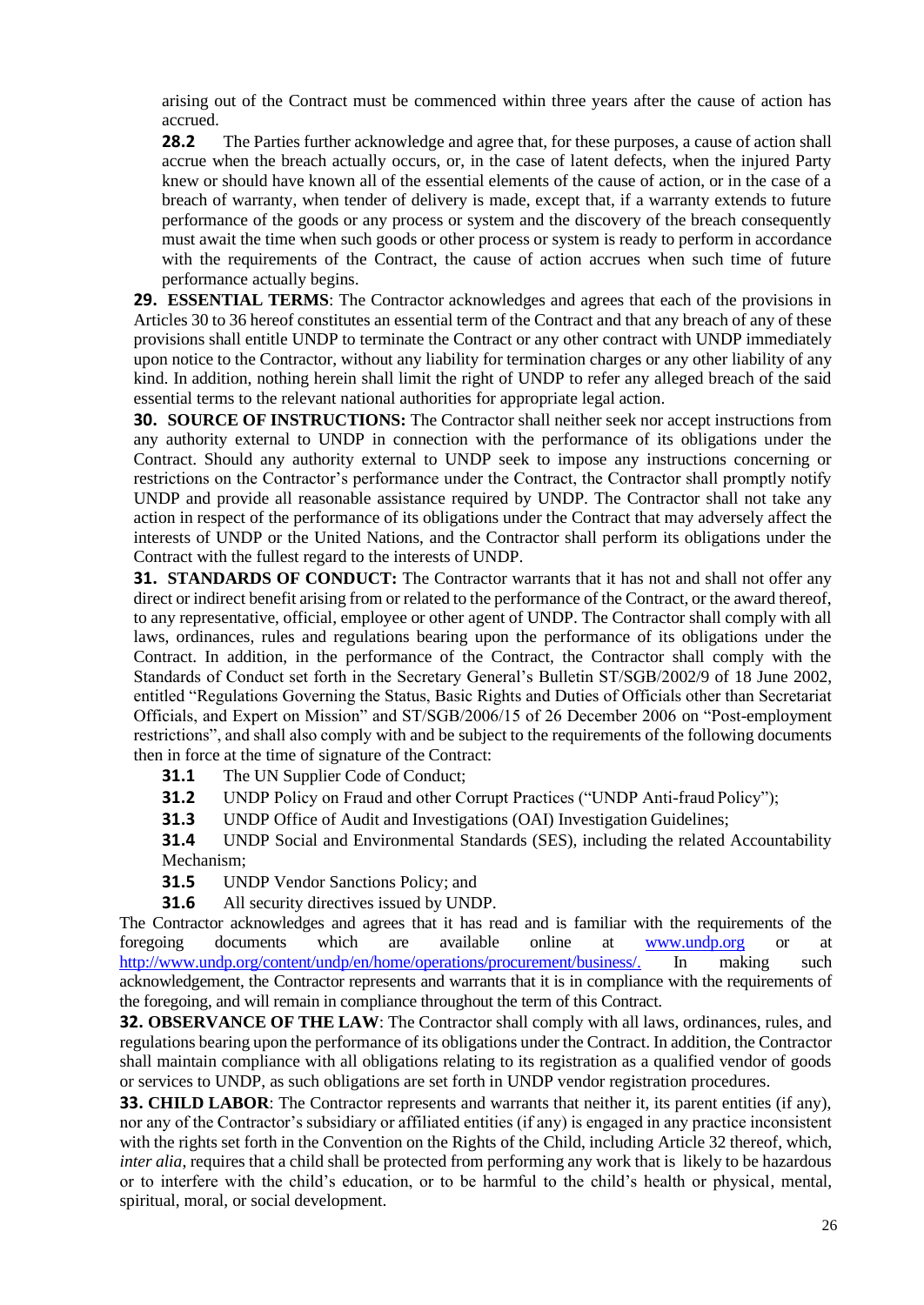arising out of the Contract must be commenced within three years after the cause of action has accrued.

**28.2** The Parties further acknowledge and agree that, for these purposes, a cause of action shall accrue when the breach actually occurs, or, in the case of latent defects, when the injured Party knew or should have known all of the essential elements of the cause of action, or in the case of a breach of warranty, when tender of delivery is made, except that, if a warranty extends to future performance of the goods or any process or system and the discovery of the breach consequently must await the time when such goods or other process or system is ready to perform in accordance with the requirements of the Contract, the cause of action accrues when such time of future performance actually begins.

**29. ESSENTIAL TERMS**: The Contractor acknowledges and agrees that each of the provisions in Articles 30 to 36 hereof constitutes an essential term of the Contract and that any breach of any of these provisions shall entitle UNDP to terminate the Contract or any other contract with UNDP immediately upon notice to the Contractor, without any liability for termination charges or any other liability of any kind. In addition, nothing herein shall limit the right of UNDP to refer any alleged breach of the said essential terms to the relevant national authorities for appropriate legal action.

**30. SOURCE OF INSTRUCTIONS:** The Contractor shall neither seek nor accept instructions from any authority external to UNDP in connection with the performance of its obligations under the Contract. Should any authority external to UNDP seek to impose any instructions concerning or restrictions on the Contractor's performance under the Contract, the Contractor shall promptly notify UNDP and provide all reasonable assistance required by UNDP. The Contractor shall not take any action in respect of the performance of its obligations under the Contract that may adversely affect the interests of UNDP or the United Nations, and the Contractor shall perform its obligations under the Contract with the fullest regard to the interests of UNDP.

**31. STANDARDS OF CONDUCT:** The Contractor warrants that it has not and shall not offer any direct or indirect benefit arising from or related to the performance of the Contract, or the award thereof, to any representative, official, employee or other agent of UNDP. The Contractor shall comply with all laws, ordinances, rules and regulations bearing upon the performance of its obligations under the Contract. In addition, in the performance of the Contract, the Contractor shall comply with the Standards of Conduct set forth in the Secretary General's Bulletin ST/SGB/2002/9 of 18 June 2002, entitled "Regulations Governing the Status, Basic Rights and Duties of Officials other than Secretariat Officials, and Expert on Mission" and ST/SGB/2006/15 of 26 December 2006 on "Post-employment restrictions", and shall also comply with and be subject to the requirements of the following documents then in force at the time of signature of the Contract:

**31.1** The UN Supplier Code of Conduct;

**31.2** UNDP Policy on Fraud and other Corrupt Practices ("UNDP Anti-fraud Policy");

**31.3** UNDP Office of Audit and Investigations (OAI) Investigation Guidelines;

**31.4** UNDP Social and Environmental Standards (SES), including the related Accountability Mechanism;

**31.5** UNDP Vendor Sanctions Policy; and

**31.6** All security directives issued by UNDP.

The Contractor acknowledges and agrees that it has read and is familiar with the requirements of the foregoing documents which are available online at [www.undp.org](www.undp.org) or at [http://www.undp.org/content/undp/en/home/operations/procurement/business/.](http://www.undp.org/content/undp/en/home/operations/procurement/business/) In making such acknowledgement, the Contractor represents and warrants that it is in compliance with the requirements of the foregoing, and will remain in compliance throughout the term of this Contract.

**32. OBSERVANCE OF THE LAW**: The Contractor shall comply with all laws, ordinances, rules, and regulations bearing upon the performance of its obligations under the Contract. In addition, the Contractor shall maintain compliance with all obligations relating to its registration as a qualified vendor of goods or services to UNDP, as such obligations are set forth in UNDP vendor registration procedures.

**33. CHILD LABOR**: The Contractor represents and warrants that neither it, its parent entities (if any), nor any of the Contractor's subsidiary or affiliated entities (if any) is engaged in any practice inconsistent with the rights set forth in the Convention on the Rights of the Child, including Article 32 thereof, which, *inter alia*, requires that a child shall be protected from performing any work that is likely to be hazardous or to interfere with the child's education, or to be harmful to the child's health or physical, mental, spiritual, moral, or social development.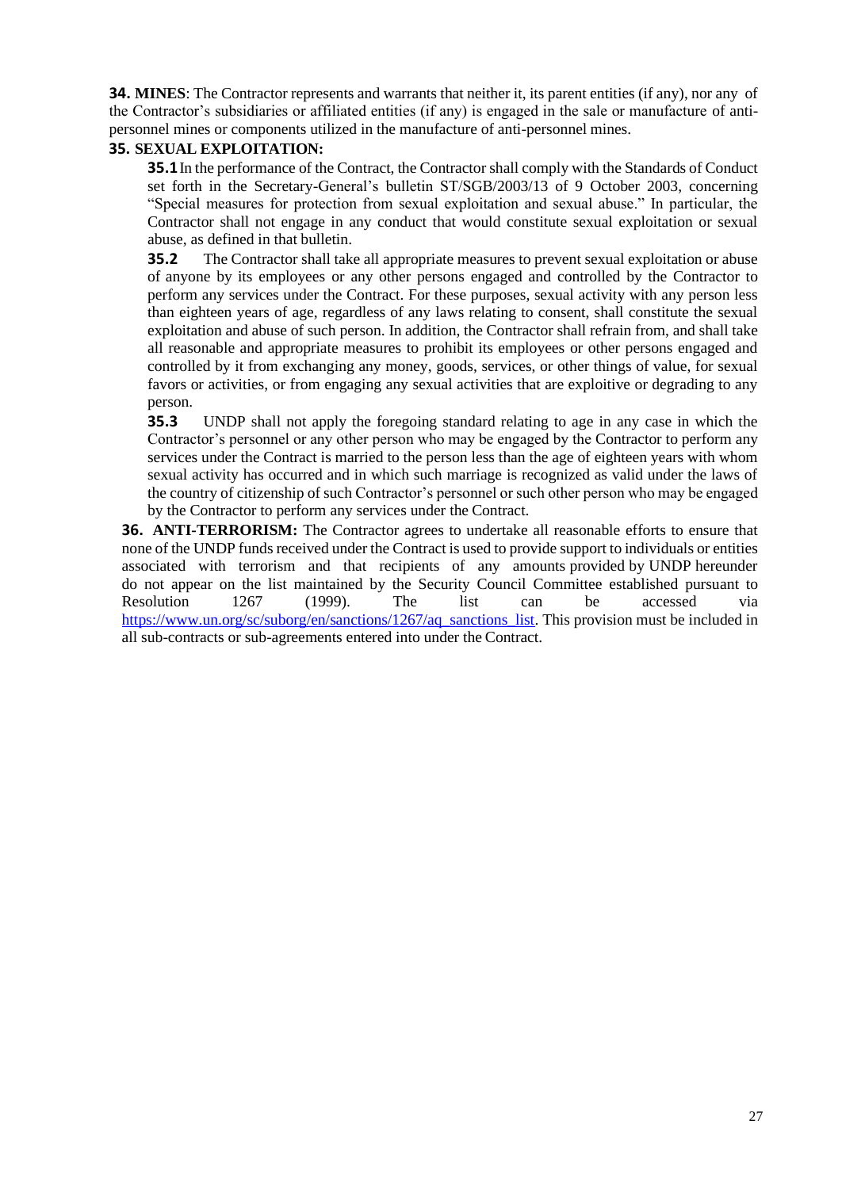**34. MINES**: The Contractor represents and warrants that neither it, its parent entities (if any), nor any of the Contractor's subsidiaries or affiliated entities (if any) is engaged in the sale or manufacture of anti-personnel mines or components utilized in the manufacture of anti-personnel mines.

**35. SEXUAL EXPLOITATION:**

**35.1** In the performance of the Contract, the Contractor shall comply with the Standards of Conduct set forth in the Secretary-General's bulletin ST/SGB/2003/13 of 9 October 2003, concerning "Special measures for protection from sexual exploitation and sexual abuse." In particular, the Contractor shall not engage in any conduct that would constitute sexual exploitation or sexual abuse, as defined in that bulletin.

**35.2** The Contractor shall take all appropriate measures to prevent sexual exploitation or abuse of anyone by its employees or any other persons engaged and controlled by the Contractor to perform any services under the Contract. For these purposes, sexual activity with any person less than eighteen years of age, regardless of any laws relating to consent, shall constitute the sexual exploitation and abuse of such person. In addition, the Contractor shall refrain from, and shall take all reasonable and appropriate measures to prohibit its employees or other persons engaged and controlled by it from exchanging any money, goods, services, or other things of value, for sexual favors or activities, or from engaging any sexual activities that are exploitive or degrading to any person.

**35.3** UNDP shall not apply the foregoing standard relating to age in any case in which the Contractor's personnel or any other person who may be engaged by the Contractor to perform any services under the Contract is married to the person less than the age of eighteen years with whom sexual activity has occurred and in which such marriage is recognized as valid under the laws of the country of citizenship of such Contractor's personnel or such other person who may be engaged by the Contractor to perform any services under the Contract.

**36. ANTI-TERRORISM:** The Contractor agrees to undertake all reasonable efforts to ensure that none of the UNDP funds received under the Contract is used to provide support to individuals or entities associated with terrorism and that recipients of any amounts provided by UNDP hereunder do not appear on the list maintained by the Security Council Committee established pursuant to Resolution 1267 (1999). The list can be accessed via https://www.un.org/sc/suborg/en/sanctions/1267/aq_sanctions_list. This provision must be included in all sub-contracts or sub-agreements entered into under the Contract.